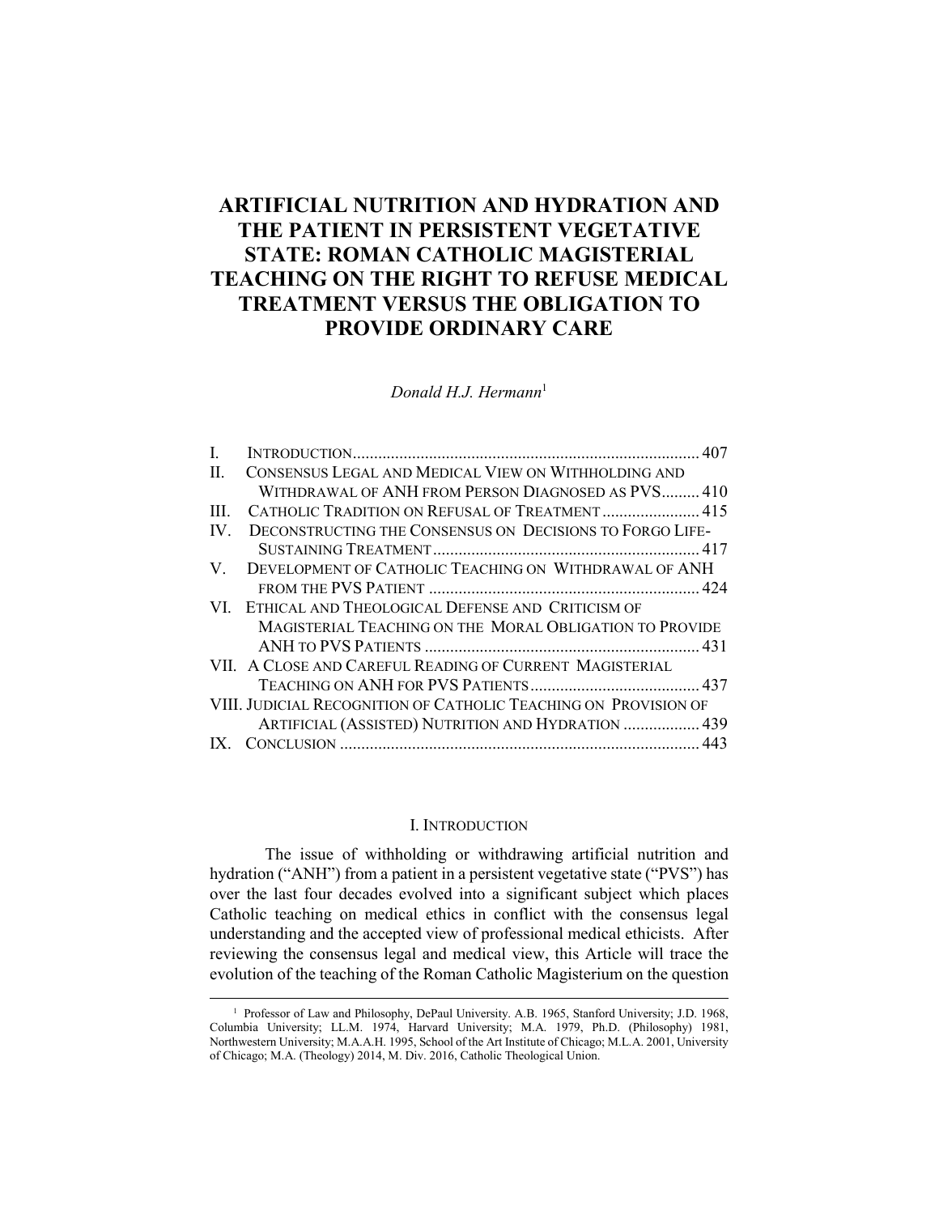# ARTIFICIAL NUTRITION AND HYDRATION AND THE PATIENT IN PERSISTENT VEGETATIVE STATE: ROMAN CATHOLIC MAGISTERIAL TEACHING ON THE RIGHT TO REFUSE MEDICAL TREATMENT VERSUS THE OBLIGATION TO PROVIDE ORDINARY CARE

*Donald H.J. Hermann*[1]

| | | |
|---|---|---|
| I. | INTRODUCTION | 407 |
| II. | CONSENSUS LEGAL AND MEDICAL VIEW ON WITHHOLDING AND WITHDRAWAL OF ANH FROM PERSON DIAGNOSED AS PVS | 410 |
| III. | CATHOLIC TRADITION ON REFUSAL OF TREATMENT | 415 |
| IV. | DECONSTRUCTING THE CONSENSUS ON DECISIONS TO FORGO LIFE-SUSTAINING TREATMENT | 417 |
| V. | DEVELOPMENT OF CATHOLIC TEACHING ON WITHDRAWAL OF ANH FROM THE PVS PATIENT | 424 |
| VI. | ETHICAL AND THEOLOGICAL DEFENSE AND CRITICISM OF MAGISTERIAL TEACHING ON THE MORAL OBLIGATION TO PROVIDE ANH TO PVS PATIENTS | 431 |
| VII. | A CLOSE AND CAREFUL READING OF CURRENT MAGISTERIAL TEACHING ON ANH FOR PVS PATIENTS | 437 |
| VIII. | JUDICIAL RECOGNITION OF CATHOLIC TEACHING ON PROVISION OF ARTIFICIAL (ASSISTED) NUTRITION AND HYDRATION | 439 |
| IX. | CONCLUSION | 443 |

## I. INTRODUCTION

The issue of withholding or withdrawing artificial nutrition and hydration ("ANH") from a patient in a persistent vegetative state ("PVS") has over the last four decades evolved into a significant subject which places Catholic teaching on medical ethics in conflict with the consensus legal understanding and the accepted view of professional medical ethicists. After reviewing the consensus legal and medical view, this Article will trace the evolution of the teaching of the Roman Catholic Magisterium on the question

---

[1] Professor of Law and Philosophy, DePaul University. A.B. 1965, Stanford University; J.D. 1968, Columbia University; LL.M. 1974, Harvard University; M.A. 1979, Ph.D. (Philosophy) 1981, Northwestern University; M.A.A.H. 1995, School of the Art Institute of Chicago; M.L.A. 2001, University of Chicago; M.A. (Theology) 2014, M. Div. 2016, Catholic Theological Union.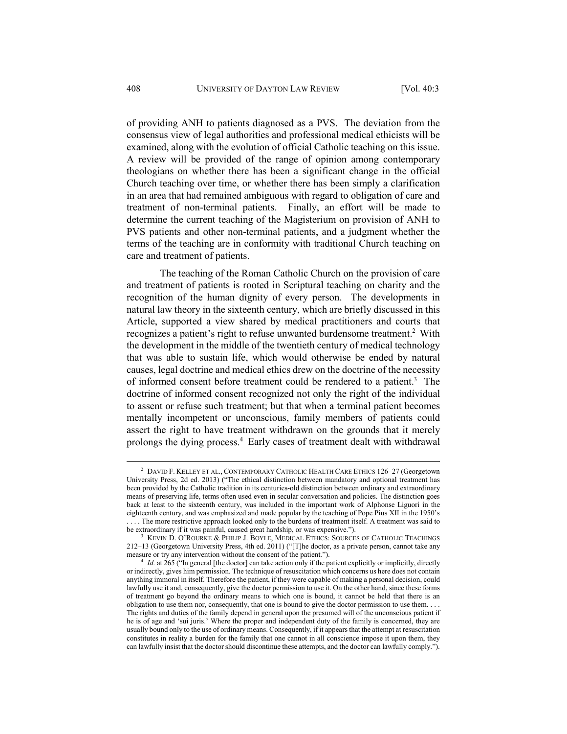of providing ANH to patients diagnosed as a PVS. The deviation from the consensus view of legal authorities and professional medical ethicists will be examined, along with the evolution of official Catholic teaching on this issue. A review will be provided of the range of opinion among contemporary theologians on whether there has been a significant change in the official Church teaching over time, or whether there has been simply a clarification in an area that had remained ambiguous with regard to obligation of care and treatment of non-terminal patients. Finally, an effort will be made to determine the current teaching of the Magisterium on provision of ANH to PVS patients and other non-terminal patients, and a judgment whether the terms of the teaching are in conformity with traditional Church teaching on care and treatment of patients.

The teaching of the Roman Catholic Church on the provision of care and treatment of patients is rooted in Scriptural teaching on charity and the recognition of the human dignity of every person. The developments in natural law theory in the sixteenth century, which are briefly discussed in this Article, supported a view shared by medical practitioners and courts that recognizes a patient's right to refuse unwanted burdensome treatment.[2] With the development in the middle of the twentieth century of medical technology that was able to sustain life, which would otherwise be ended by natural causes, legal doctrine and medical ethics drew on the doctrine of the necessity of informed consent before treatment could be rendered to a patient.[3] The doctrine of informed consent recognized not only the right of the individual to assent or refuse such treatment; but that when a terminal patient becomes mentally incompetent or unconscious, family members of patients could assert the right to have treatment withdrawn on the grounds that it merely prolongs the dying process.[4] Early cases of treatment dealt with withdrawal

---

[2] DAVID F. KELLEY ET AL., CONTEMPORARY CATHOLIC HEALTH CARE ETHICS 126–27 (Georgetown University Press, 2d ed. 2013) ("The ethical distinction between mandatory and optional treatment has been provided by the Catholic tradition in its centuries-old distinction between ordinary and extraordinary means of preserving life, terms often used even in secular conversation and policies. The distinction goes back at least to the sixteenth century, was included in the important work of Alphonse Liguori in the eighteenth century, and was emphasized and made popular by the teaching of Pope Pius XII in the 1950's . . . . The more restrictive approach looked only to the burdens of treatment itself. A treatment was said to be extraordinary if it was painful, caused great hardship, or was expensive.").

[3] KEVIN D. O'ROURKE & PHILIP J. BOYLE, MEDICAL ETHICS: SOURCES OF CATHOLIC TEACHINGS 212–13 (Georgetown University Press, 4th ed. 2011) ("[T]he doctor, as a private person, cannot take any measure or try any intervention without the consent of the patient.").

[4] *Id.* at 265 ("In general [the doctor] can take action only if the patient explicitly or implicitly, directly or indirectly, gives him permission. The technique of resuscitation which concerns us here does not contain anything immoral in itself. Therefore the patient, if they were capable of making a personal decision, could lawfully use it and, consequently, give the doctor permission to use it. On the other hand, since these forms of treatment go beyond the ordinary means to which one is bound, it cannot be held that there is an obligation to use them nor, consequently, that one is bound to give the doctor permission to use them. . . . The rights and duties of the family depend in general upon the presumed will of the unconscious patient if he is of age and 'sui juris.' Where the proper and independent duty of the family is concerned, they are usually bound only to the use of ordinary means. Consequently, if it appears that the attempt at resuscitation constitutes in reality a burden for the family that one cannot in all conscience impose it upon them, they can lawfully insist that the doctor should discontinue these attempts, and the doctor can lawfully comply.").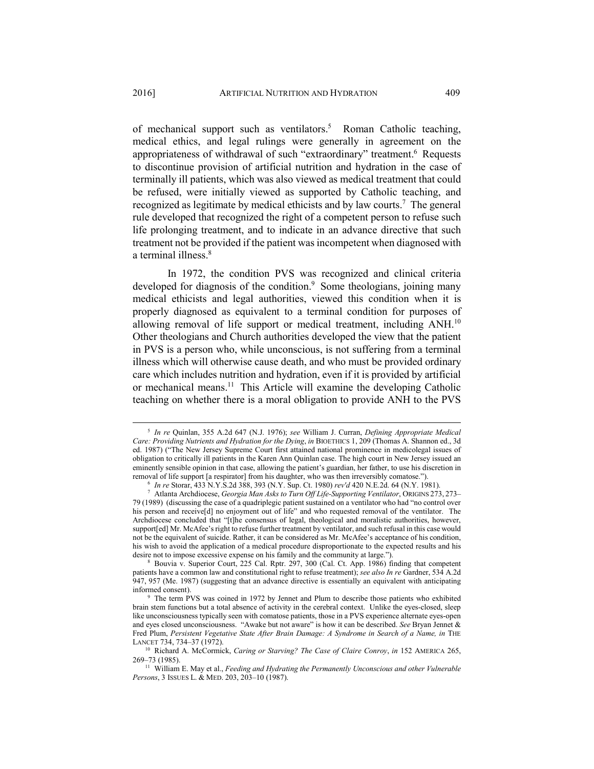of mechanical support such as ventilators.[5] Roman Catholic teaching, medical ethics, and legal rulings were generally in agreement on the appropriateness of withdrawal of such "extraordinary" treatment.[6] Requests to discontinue provision of artificial nutrition and hydration in the case of terminally ill patients, which was also viewed as medical treatment that could be refused, were initially viewed as supported by Catholic teaching, and recognized as legitimate by medical ethicists and by law courts.[7] The general rule developed that recognized the right of a competent person to refuse such life prolonging treatment, and to indicate in an advance directive that such treatment not be provided if the patient was incompetent when diagnosed with a terminal illness.[8]

In 1972, the condition PVS was recognized and clinical criteria developed for diagnosis of the condition.[9] Some theologians, joining many medical ethicists and legal authorities, viewed this condition when it is properly diagnosed as equivalent to a terminal condition for purposes of allowing removal of life support or medical treatment, including ANH.[10] Other theologians and Church authorities developed the view that the patient in PVS is a person who, while unconscious, is not suffering from a terminal illness which will otherwise cause death, and who must be provided ordinary care which includes nutrition and hydration, even if it is provided by artificial or mechanical means.[11] This Article will examine the developing Catholic teaching on whether there is a moral obligation to provide ANH to the PVS

---

[5] *In re* Quinlan, 355 A.2d 647 (N.J. 1976); *see* William J. Curran, *Defining Appropriate Medical Care: Providing Nutrients and Hydration for the Dying*, *in* BIOETHICS 1, 209 (Thomas A. Shannon ed., 3d ed. 1987) ("The New Jersey Supreme Court first attained national prominence in medicolegal issues of obligation to critically ill patients in the Karen Ann Quinlan case. The high court in New Jersey issued an eminently sensible opinion in that case, allowing the patient's guardian, her father, to use his discretion in removal of life support [a respirator] from his daughter, who was then irreversibly comatose.").

[6] *In re* Storar, 433 N.Y.S.2d 388, 393 (N.Y. Sup. Ct. 1980) *rev'd* 420 N.E.2d. 64 (N.Y. 1981).

[7] Atlanta Archdiocese, *Georgia Man Asks to Turn Off Life-Supporting Ventilator*, ORIGINS 273, 273–79 (1989) (discussing the case of a quadriplegic patient sustained on a ventilator who had "no control over his person and receive[d] no enjoyment out of life" and who requested removal of the ventilator. The Archdiocese concluded that "[t]he consensus of legal, theological and moralistic authorities, however, support[ed] Mr. McAfee's right to refuse further treatment by ventilator, and such refusal in this case would not be the equivalent of suicide. Rather, it can be considered as Mr. McAfee's acceptance of his condition, his wish to avoid the application of a medical procedure disproportionate to the expected results and his desire not to impose excessive expense on his family and the community at large.").

[8] Bouvia v. Superior Court, 225 Cal. Rptr. 297, 300 (Cal. Ct. App. 1986) finding that competent patients have a common law and constitutional right to refuse treatment); *see also In re* Gardner, 534 A.2d 947, 957 (Me. 1987) (suggesting that an advance directive is essentially an equivalent with anticipating informed consent).

[9] The term PVS was coined in 1972 by Jennet and Plum to describe those patients who exhibited brain stem functions but a total absence of activity in the cerebral context. Unlike the eyes-closed, sleep like unconsciousness typically seen with comatose patients, those in a PVS experience alternate eyes-open and eyes closed unconsciousness. "Awake but not aware" is how it can be described. *See* Bryan Jennet & Fred Plum, *Persistent Vegetative State After Brain Damage: A Syndrome in Search of a Name, in* THE LANCET 734, 734–37 (1972).

[10] Richard A. McCormick, *Caring or Starving? The Case of Claire Conroy*, *in* 152 AMERICA 265, 269–73 (1985).

[11] William E. May et al., *Feeding and Hydrating the Permanently Unconscious and other Vulnerable Persons*, 3 ISSUES L. & MED. 203, 203–10 (1987).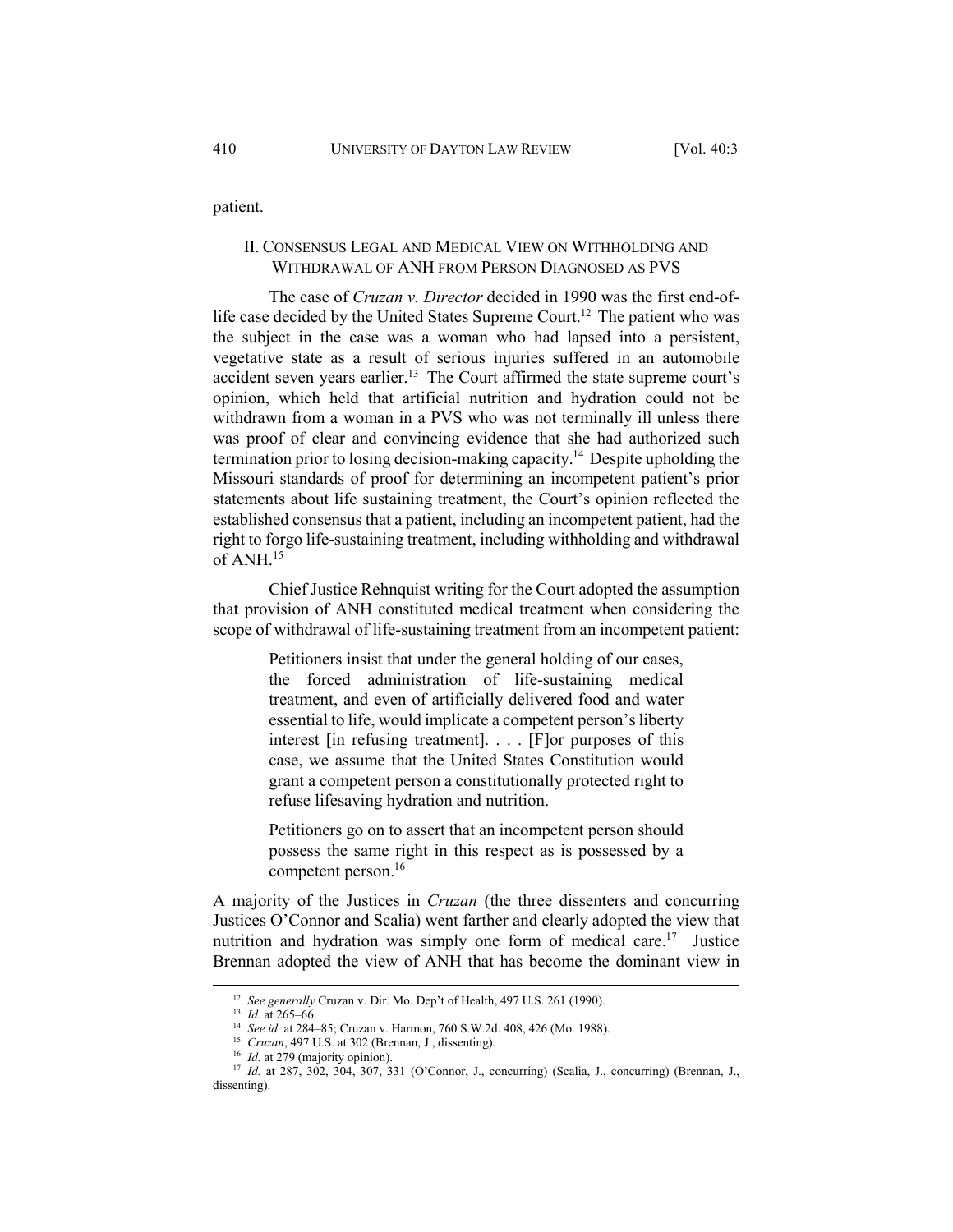patient.

## II. Consensus Legal and Medical View on Withholding and Withdrawal of ANH from Person Diagnosed as PVS

The case of *Cruzan v. Director* decided in 1990 was the first end-of-life case decided by the United States Supreme Court.[12] The patient who was the subject in the case was a woman who had lapsed into a persistent, vegetative state as a result of serious injuries suffered in an automobile accident seven years earlier.[13] The Court affirmed the state supreme court's opinion, which held that artificial nutrition and hydration could not be withdrawn from a woman in a PVS who was not terminally ill unless there was proof of clear and convincing evidence that she had authorized such termination prior to losing decision-making capacity.[14] Despite upholding the Missouri standards of proof for determining an incompetent patient's prior statements about life sustaining treatment, the Court's opinion reflected the established consensus that a patient, including an incompetent patient, had the right to forgo life-sustaining treatment, including withholding and withdrawal of ANH.[15]

Chief Justice Rehnquist writing for the Court adopted the assumption that provision of ANH constituted medical treatment when considering the scope of withdrawal of life-sustaining treatment from an incompetent patient:

> Petitioners insist that under the general holding of our cases, the forced administration of life-sustaining medical treatment, and even of artificially delivered food and water essential to life, would implicate a competent person's liberty interest [in refusing treatment]. . . . [F]or purposes of this case, we assume that the United States Constitution would grant a competent person a constitutionally protected right to refuse lifesaving hydration and nutrition.
>
> Petitioners go on to assert that an incompetent person should possess the same right in this respect as is possessed by a competent person.[16]

A majority of the Justices in *Cruzan* (the three dissenters and concurring Justices O'Connor and Scalia) went farther and clearly adopted the view that nutrition and hydration was simply one form of medical care.[17] Justice Brennan adopted the view of ANH that has become the dominant view in

---

[12] *See generally* Cruzan v. Dir. Mo. Dep't of Health, 497 U.S. 261 (1990).

[13] *Id.* at 265–66.

[14] *See id.* at 284–85; Cruzan v. Harmon, 760 S.W.2d. 408, 426 (Mo. 1988).

[15] *Cruzan*, 497 U.S. at 302 (Brennan, J., dissenting).

[16] *Id.* at 279 (majority opinion).

[17] *Id.* at 287, 302, 304, 307, 331 (O'Connor, J., concurring) (Scalia, J., concurring) (Brennan, J., dissenting).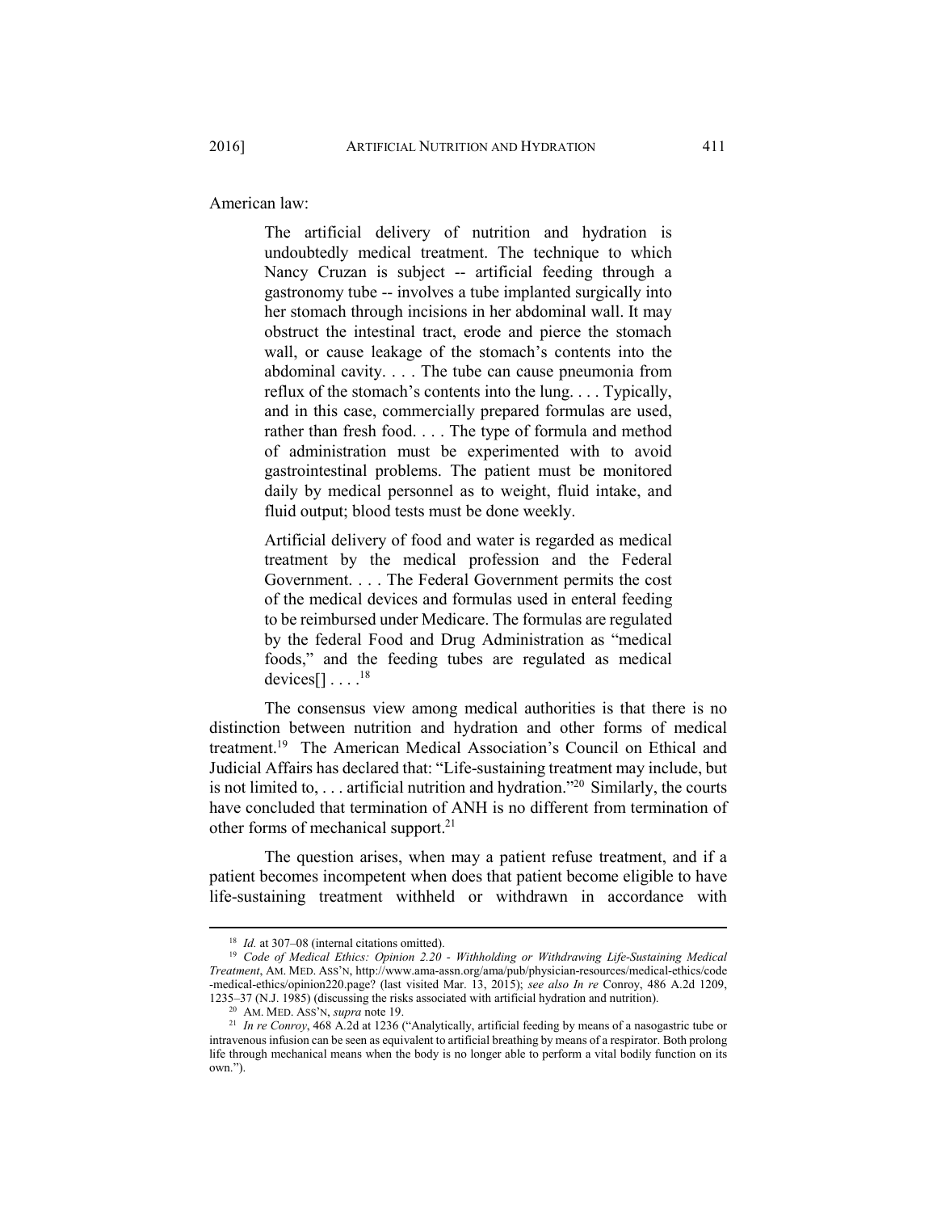American law:

> The artificial delivery of nutrition and hydration is undoubtedly medical treatment. The technique to which Nancy Cruzan is subject -- artificial feeding through a gastronomy tube -- involves a tube implanted surgically into her stomach through incisions in her abdominal wall. It may obstruct the intestinal tract, erode and pierce the stomach wall, or cause leakage of the stomach's contents into the abdominal cavity. . . . The tube can cause pneumonia from reflux of the stomach's contents into the lung. . . . Typically, and in this case, commercially prepared formulas are used, rather than fresh food. . . . The type of formula and method of administration must be experimented with to avoid gastrointestinal problems. The patient must be monitored daily by medical personnel as to weight, fluid intake, and fluid output; blood tests must be done weekly.
>
> Artificial delivery of food and water is regarded as medical treatment by the medical profession and the Federal Government. . . . The Federal Government permits the cost of the medical devices and formulas used in enteral feeding to be reimbursed under Medicare. The formulas are regulated by the federal Food and Drug Administration as "medical foods," and the feeding tubes are regulated as medical devices[] . . . .[18]

The consensus view among medical authorities is that there is no distinction between nutrition and hydration and other forms of medical treatment.[19] The American Medical Association's Council on Ethical and Judicial Affairs has declared that: "Life-sustaining treatment may include, but is not limited to, . . . artificial nutrition and hydration."[20] Similarly, the courts have concluded that termination of ANH is no different from termination of other forms of mechanical support.[21]

The question arises, when may a patient refuse treatment, and if a patient becomes incompetent when does that patient become eligible to have life-sustaining treatment withheld or withdrawn in accordance with

---

[18] *Id.* at 307–08 (internal citations omitted).

[19] *Code of Medical Ethics: Opinion 2.20 - Withholding or Withdrawing Life-Sustaining Medical Treatment*, AM. MED. ASS'N, http://www.ama-assn.org/ama/pub/physician-resources/medical-ethics/code-medical-ethics/opinion220.page? (last visited Mar. 13, 2015); *see also In re* Conroy, 486 A.2d 1209, 1235–37 (N.J. 1985) (discussing the risks associated with artificial hydration and nutrition).

[20] AM. MED. ASS'N, *supra* note 19.

[21] *In re Conroy*, 468 A.2d at 1236 ("Analytically, artificial feeding by means of a nasogastric tube or intravenous infusion can be seen as equivalent to artificial breathing by means of a respirator. Both prolong life through mechanical means when the body is no longer able to perform a vital bodily function on its own.").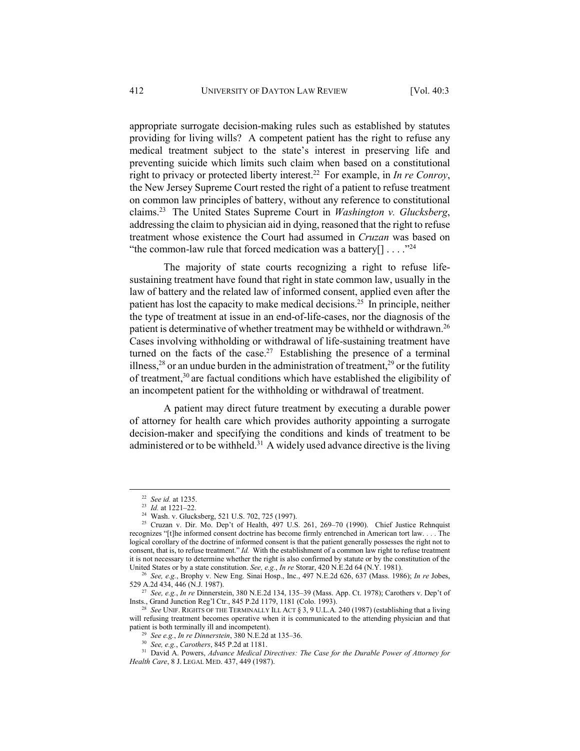appropriate surrogate decision-making rules such as established by statutes providing for living wills? A competent patient has the right to refuse any medical treatment subject to the state's interest in preserving life and preventing suicide which limits such claim when based on a constitutional right to privacy or protected liberty interest.[22] For example, in *In re Conroy*, the New Jersey Supreme Court rested the right of a patient to refuse treatment on common law principles of battery, without any reference to constitutional claims.[23] The United States Supreme Court in *Washington v. Glucksberg*, addressing the claim to physician aid in dying, reasoned that the right to refuse treatment whose existence the Court had assumed in *Cruzan* was based on "the common-law rule that forced medication was a battery[] . . . ."[24]

The majority of state courts recognizing a right to refuse life-sustaining treatment have found that right in state common law, usually in the law of battery and the related law of informed consent, applied even after the patient has lost the capacity to make medical decisions.[25] In principle, neither the type of treatment at issue in an end-of-life-cases, nor the diagnosis of the patient is determinative of whether treatment may be withheld or withdrawn.[26] Cases involving withholding or withdrawal of life-sustaining treatment have turned on the facts of the case.[27] Establishing the presence of a terminal illness,[28] or an undue burden in the administration of treatment,[29] or the futility of treatment,[30] are factual conditions which have established the eligibility of an incompetent patient for the withholding or withdrawal of treatment.

A patient may direct future treatment by executing a durable power of attorney for health care which provides authority appointing a surrogate decision-maker and specifying the conditions and kinds of treatment to be administered or to be withheld.[31] A widely used advance directive is the living

---

[22] *See id.* at 1235.

[23] *Id.* at 1221–22.

[24] Wash. v. Glucksberg, 521 U.S. 702, 725 (1997).

[25] Cruzan v. Dir. Mo. Dep't of Health, 497 U.S. 261, 269–70 (1990). Chief Justice Rehnquist recognizes "[t]he informed consent doctrine has become firmly entrenched in American tort law. . . . The logical corollary of the doctrine of informed consent is that the patient generally possesses the right not to consent, that is, to refuse treatment." *Id.* With the establishment of a common law right to refuse treatment it is not necessary to determine whether the right is also confirmed by statute or by the constitution of the United States or by a state constitution. *See, e.g.*, *In re* Storar, 420 N.E.2d 64 (N.Y. 1981).

[26] *See, e.g.*, Brophy v. New Eng. Sinai Hosp., Inc., 497 N.E.2d 626, 637 (Mass. 1986); *In re* Jobes, 529 A.2d 434, 446 (N.J. 1987).

[27] *See, e.g.*, *In re* Dinnerstein, 380 N.E.2d 134, 135–39 (Mass. App. Ct. 1978); Carothers v. Dep't of Insts., Grand Junction Reg'l Ctr., 845 P.2d 1179, 1181 (Colo. 1993).

[28] *See* UNIF. RIGHTS OF THE TERMINALLY ILL ACT § 3, 9 U.L.A. 240 (1987) (establishing that a living will refusing treatment becomes operative when it is communicated to the attending physician and that patient is both terminally ill and incompetent).

[29] *See e.g.*, *In re Dinnerstein*, 380 N.E.2d at 135–36.

[30] *See, e.g.*, *Carothers*, 845 P.2d at 1181.

[31] David A. Powers, *Advance Medical Directives: The Case for the Durable Power of Attorney for Health Care*, 8 J. LEGAL MED. 437, 449 (1987).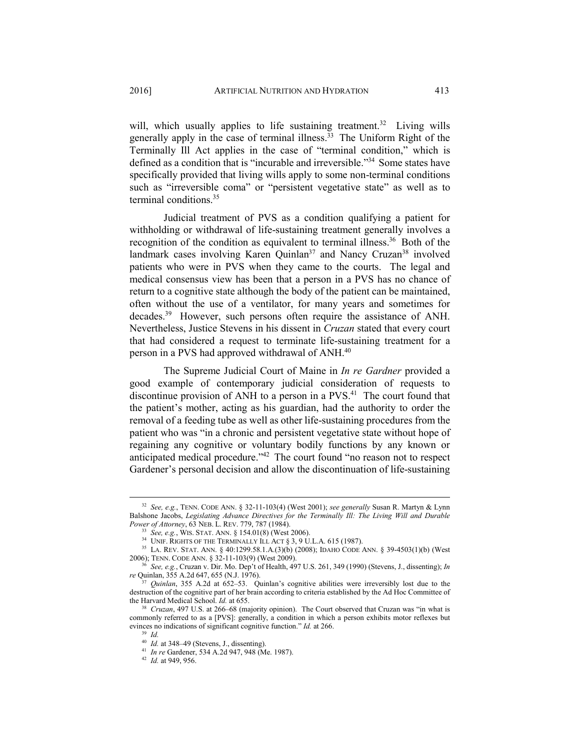will, which usually applies to life sustaining treatment.[32] Living wills generally apply in the case of terminal illness.[33] The Uniform Right of the Terminally Ill Act applies in the case of "terminal condition," which is defined as a condition that is "incurable and irreversible."[34] Some states have specifically provided that living wills apply to some non-terminal conditions such as "irreversible coma" or "persistent vegetative state" as well as to terminal conditions.[35]

Judicial treatment of PVS as a condition qualifying a patient for withholding or withdrawal of life-sustaining treatment generally involves a recognition of the condition as equivalent to terminal illness.[36] Both of the landmark cases involving Karen Quinlan[37] and Nancy Cruzan[38] involved patients who were in PVS when they came to the courts. The legal and medical consensus view has been that a person in a PVS has no chance of return to a cognitive state although the body of the patient can be maintained, often without the use of a ventilator, for many years and sometimes for decades.[39] However, such persons often require the assistance of ANH. Nevertheless, Justice Stevens in his dissent in *Cruzan* stated that every court that had considered a request to terminate life-sustaining treatment for a person in a PVS had approved withdrawal of ANH.[40]

The Supreme Judicial Court of Maine in *In re Gardner* provided a good example of contemporary judicial consideration of requests to discontinue provision of ANH to a person in a PVS.[41] The court found that the patient's mother, acting as his guardian, had the authority to order the removal of a feeding tube as well as other life-sustaining procedures from the patient who was "in a chronic and persistent vegetative state without hope of regaining any cognitive or voluntary bodily functions by any known or anticipated medical procedure."[42] The court found "no reason not to respect Gardener's personal decision and allow the discontinuation of life-sustaining

---

[32] *See, e.g.*, TENN. CODE ANN. § 32-11-103(4) (West 2001); *see generally* Susan R. Martyn & Lynn Balshone Jacobs, *Legislating Advance Directives for the Terminally Ill: The Living Will and Durable Power of Attorney*, 63 NEB. L. REV. 779, 787 (1984).

[33] *See, e.g.*, WIS. STAT. ANN. § 154.01(8) (West 2006).

[34] UNIF. RIGHTS OF THE TERMINALLY ILL ACT § 3, 9 U.L.A. 615 (1987).

[35] LA. REV. STAT. ANN. § 40:1299.58.1.A.(3)(b) (2008); IDAHO CODE ANN. § 39-4503(1)(b) (West 2006); TENN. CODE ANN. § 32-11-103(9) (West 2009).

[36] *See, e.g.*, Cruzan v. Dir. Mo. Dep't of Health, 497 U.S. 261, 349 (1990) (Stevens, J., dissenting); *In re* Quinlan, 355 A.2d 647, 655 (N.J. 1976).

[37] *Quinlan*, 355 A.2d at 652–53. Quinlan's cognitive abilities were irreversibly lost due to the destruction of the cognitive part of her brain according to criteria established by the Ad Hoc Committee of the Harvard Medical School. *Id.* at 655.

[38] *Cruzan*, 497 U.S. at 266–68 (majority opinion). The Court observed that Cruzan was "in what is commonly referred to as a [PVS]: generally, a condition in which a person exhibits motor reflexes but evinces no indications of significant cognitive function." *Id.* at 266.

[39] *Id.*

[40] *Id.* at 348–49 (Stevens, J., dissenting).

[41] *In re* Gardener, 534 A.2d 947, 948 (Me. 1987).

[42] *Id.* at 949, 956.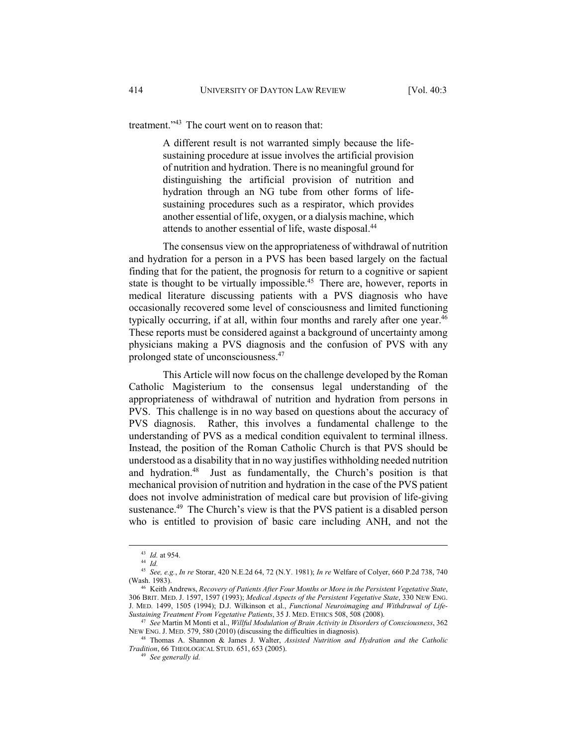treatment."[43] The court went on to reason that:

> A different result is not warranted simply because the life-sustaining procedure at issue involves the artificial provision of nutrition and hydration. There is no meaningful ground for distinguishing the artificial provision of nutrition and hydration through an NG tube from other forms of life-sustaining procedures such as a respirator, which provides another essential of life, oxygen, or a dialysis machine, which attends to another essential of life, waste disposal.[44]

The consensus view on the appropriateness of withdrawal of nutrition and hydration for a person in a PVS has been based largely on the factual finding that for the patient, the prognosis for return to a cognitive or sapient state is thought to be virtually impossible.[45] There are, however, reports in medical literature discussing patients with a PVS diagnosis who have occasionally recovered some level of consciousness and limited functioning typically occurring, if at all, within four months and rarely after one year.[46] These reports must be considered against a background of uncertainty among physicians making a PVS diagnosis and the confusion of PVS with any prolonged state of unconsciousness.[47]

This Article will now focus on the challenge developed by the Roman Catholic Magisterium to the consensus legal understanding of the appropriateness of withdrawal of nutrition and hydration from persons in PVS. This challenge is in no way based on questions about the accuracy of PVS diagnosis. Rather, this involves a fundamental challenge to the understanding of PVS as a medical condition equivalent to terminal illness. Instead, the position of the Roman Catholic Church is that PVS should be understood as a disability that in no way justifies withholding needed nutrition and hydration.[48] Just as fundamentally, the Church's position is that mechanical provision of nutrition and hydration in the case of the PVS patient does not involve administration of medical care but provision of life-giving sustenance.[49] The Church's view is that the PVS patient is a disabled person who is entitled to provision of basic care including ANH, and not the

---

[43] *Id.* at 954.

[44] *Id.*

[45] *See, e.g.*, *In re* Storar, 420 N.E.2d 64, 72 (N.Y. 1981); *In re* Welfare of Colyer, 660 P.2d 738, 740 (Wash. 1983).

[46] Keith Andrews, *Recovery of Patients After Four Months or More in the Persistent Vegetative State*, 306 BRIT. MED. J. 1597, 1597 (1993); *Medical Aspects of the Persistent Vegetative State*, 330 NEW ENG. J. MED. 1499, 1505 (1994); D.J. Wilkinson et al., *Functional Neuroimaging and Withdrawal of Life-Sustaining Treatment From Vegetative Patients*, 35 J. MED. ETHICS 508, 508 (2008).

[47] *See* Martin M Monti et al., *Willful Modulation of Brain Activity in Disorders of Consciousness*, 362 NEW ENG. J. MED. 579, 580 (2010) (discussing the difficulties in diagnosis).

[48] Thomas A. Shannon & James J. Walter, *Assisted Nutrition and Hydration and the Catholic Tradition*, 66 THEOLOGICAL STUD. 651, 653 (2005).

[49] *See generally id.*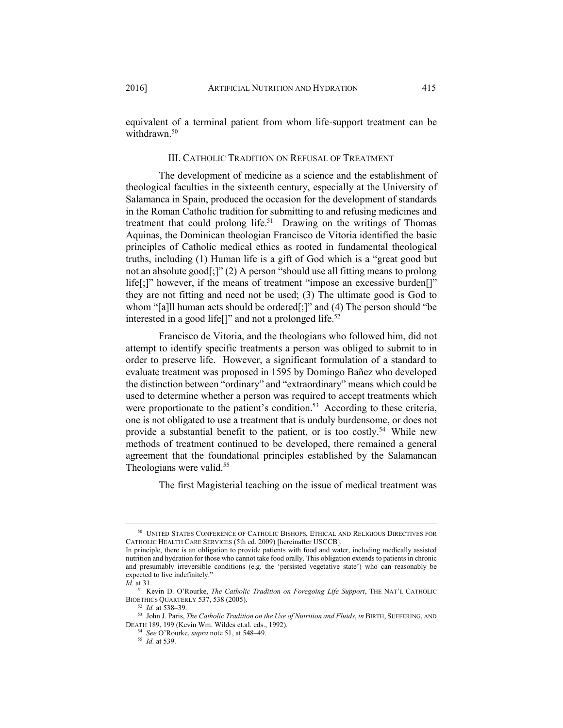equivalent of a terminal patient from whom life-support treatment can be withdrawn.[50]

## III. CATHOLIC TRADITION ON REFUSAL OF TREATMENT

The development of medicine as a science and the establishment of theological faculties in the sixteenth century, especially at the University of Salamanca in Spain, produced the occasion for the development of standards in the Roman Catholic tradition for submitting to and refusing medicines and treatment that could prolong life.[51] Drawing on the writings of Thomas Aquinas, the Dominican theologian Francisco de Vitoria identified the basic principles of Catholic medical ethics as rooted in fundamental theological truths, including (1) Human life is a gift of God which is a "great good but not an absolute good[;]" (2) A person "should use all fitting means to prolong life[;]" however, if the means of treatment "impose an excessive burden[]" they are not fitting and need not be used; (3) The ultimate good is God to whom "[a]ll human acts should be ordered[;]" and (4) The person should "be interested in a good life[]" and not a prolonged life.[52]

Francisco de Vitoria, and the theologians who followed him, did not attempt to identify specific treatments a person was obliged to submit to in order to preserve life. However, a significant formulation of a standard to evaluate treatment was proposed in 1595 by Domingo Bañez who developed the distinction between "ordinary" and "extraordinary" means which could be used to determine whether a person was required to accept treatments which were proportionate to the patient's condition.[53] According to these criteria, one is not obligated to use a treatment that is unduly burdensome, or does not provide a substantial benefit to the patient, or is too costly.[54] While new methods of treatment continued to be developed, there remained a general agreement that the foundational principles established by the Salamancan Theologians were valid.[55]

The first Magisterial teaching on the issue of medical treatment was

---

[50] UNITED STATES CONFERENCE OF CATHOLIC BISHOPS, ETHICAL AND RELIGIOUS DIRECTIVES FOR CATHOLIC HEALTH CARE SERVICES (5th ed. 2009) [hereinafter USCCB].
In principle, there is an obligation to provide patients with food and water, including medically assisted nutrition and hydration for those who cannot take food orally. This obligation extends to patients in chronic and presumably irreversible conditions (e.g. the 'persisted vegetative state') who can reasonably be expected to live indefinitely."
*Id.* at 31.

[51] Kevin D. O'Rourke, *The Catholic Tradition on Foregoing Life Support*, THE NAT'L CATHOLIC BIOETHICS QUARTERLY 537, 538 (2005).

[52] *Id.* at 538–39.

[53] John J. Paris, *The Catholic Tradition on the Use of Nutrition and Fluids*, *in* BIRTH, SUFFERING, AND DEATH 189, 199 (Kevin Wm. Wildes et.al. eds., 1992).

[54] *See* O'Rourke, *supra* note 51, at 548–49.

[55] *Id.* at 539.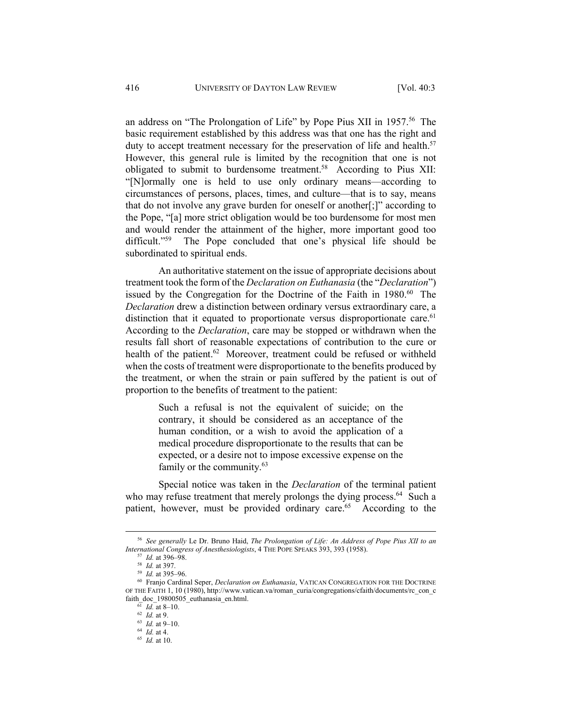an address on "The Prolongation of Life" by Pope Pius XII in 1957.[56] The basic requirement established by this address was that one has the right and duty to accept treatment necessary for the preservation of life and health.[57] However, this general rule is limited by the recognition that one is not obligated to submit to burdensome treatment.[58] According to Pius XII: "[N]ormally one is held to use only ordinary means—according to circumstances of persons, places, times, and culture—that is to say, means that do not involve any grave burden for oneself or another[;]" according to the Pope, "[a] more strict obligation would be too burdensome for most men and would render the attainment of the higher, more important good too difficult."[59] The Pope concluded that one's physical life should be subordinated to spiritual ends.

An authoritative statement on the issue of appropriate decisions about treatment took the form of the *Declaration on Euthanasia* (the "*Declaration*") issued by the Congregation for the Doctrine of the Faith in 1980.[60] The *Declaration* drew a distinction between ordinary versus extraordinary care, a distinction that it equated to proportionate versus disproportionate care.[61] According to the *Declaration*, care may be stopped or withdrawn when the results fall short of reasonable expectations of contribution to the cure or health of the patient.[62] Moreover, treatment could be refused or withheld when the costs of treatment were disproportionate to the benefits produced by the treatment, or when the strain or pain suffered by the patient is out of proportion to the benefits of treatment to the patient:

> Such a refusal is not the equivalent of suicide; on the contrary, it should be considered as an acceptance of the human condition, or a wish to avoid the application of a medical procedure disproportionate to the results that can be expected, or a desire not to impose excessive expense on the family or the community.[63]

Special notice was taken in the *Declaration* of the terminal patient who may refuse treatment that merely prolongs the dying process.[64] Such a patient, however, must be provided ordinary care.[65] According to the

---

[56] *See generally* Le Dr. Bruno Haid, *The Prolongation of Life: An Address of Pope Pius XII to an International Congress of Anesthesiologists*, 4 THE POPE SPEAKS 393, 393 (1958).

[57] *Id.* at 396–98.

[58] *Id.* at 397.

[59] *Id.* at 395–96.

[60] Franjo Cardinal Seper, *Declaration on Euthanasia*, VATICAN CONGREGATION FOR THE DOCTRINE OF THE FAITH 1, 10 (1980), http://www.vatican.va/roman_curia/congregations/cfaith/documents/rc_con_cfaith_doc_19800505_euthanasia_en.html.

[61] *Id.* at 8–10.

[62] *Id.* at 9.

[63] *Id.* at 9–10.

[64] *Id.* at 4.

[65] *Id.* at 10.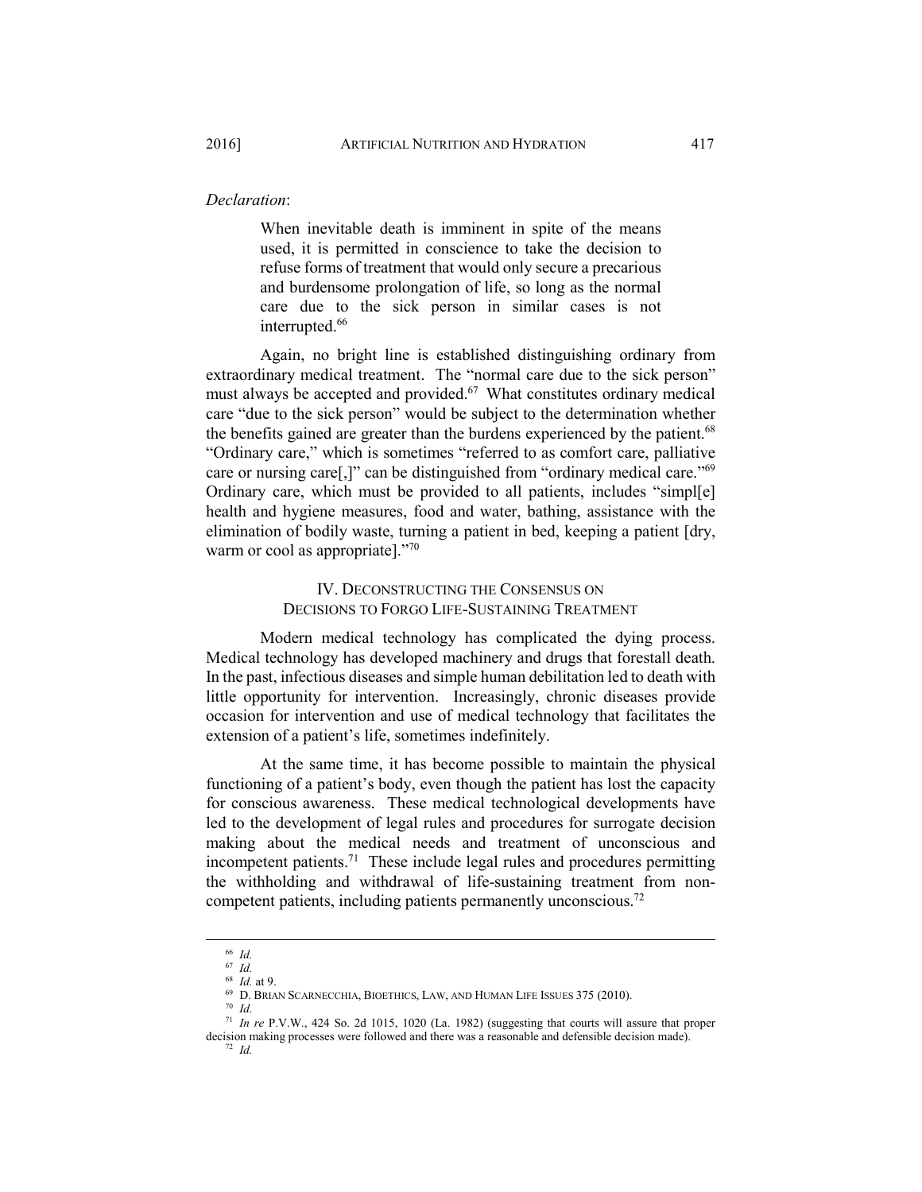*Declaration*:

> When inevitable death is imminent in spite of the means used, it is permitted in conscience to take the decision to refuse forms of treatment that would only secure a precarious and burdensome prolongation of life, so long as the normal care due to the sick person in similar cases is not interrupted.[66]

Again, no bright line is established distinguishing ordinary from extraordinary medical treatment. The "normal care due to the sick person" must always be accepted and provided.[67] What constitutes ordinary medical care "due to the sick person" would be subject to the determination whether the benefits gained are greater than the burdens experienced by the patient.[68] "Ordinary care," which is sometimes "referred to as comfort care, palliative care or nursing care[,]" can be distinguished from "ordinary medical care."[69] Ordinary care, which must be provided to all patients, includes "simpl[e] health and hygiene measures, food and water, bathing, assistance with the elimination of bodily waste, turning a patient in bed, keeping a patient [dry, warm or cool as appropriate]."[70]

## IV. DECONSTRUCTING THE CONSENSUS ON DECISIONS TO FORGO LIFE-SUSTAINING TREATMENT

Modern medical technology has complicated the dying process. Medical technology has developed machinery and drugs that forestall death. In the past, infectious diseases and simple human debilitation led to death with little opportunity for intervention. Increasingly, chronic diseases provide occasion for intervention and use of medical technology that facilitates the extension of a patient's life, sometimes indefinitely.

At the same time, it has become possible to maintain the physical functioning of a patient's body, even though the patient has lost the capacity for conscious awareness. These medical technological developments have led to the development of legal rules and procedures for surrogate decision making about the medical needs and treatment of unconscious and incompetent patients.[71] These include legal rules and procedures permitting the withholding and withdrawal of life-sustaining treatment from non-competent patients, including patients permanently unconscious.[72]

---

[66] *Id.*

[67] *Id.*

[68] *Id.* at 9.

[69] D. BRIAN SCARNECCHIA, BIOETHICS, LAW, AND HUMAN LIFE ISSUES 375 (2010).

[70] *Id.*

[71] *In re* P.V.W., 424 So. 2d 1015, 1020 (La. 1982) (suggesting that courts will assure that proper decision making processes were followed and there was a reasonable and defensible decision made).

[72] *Id.*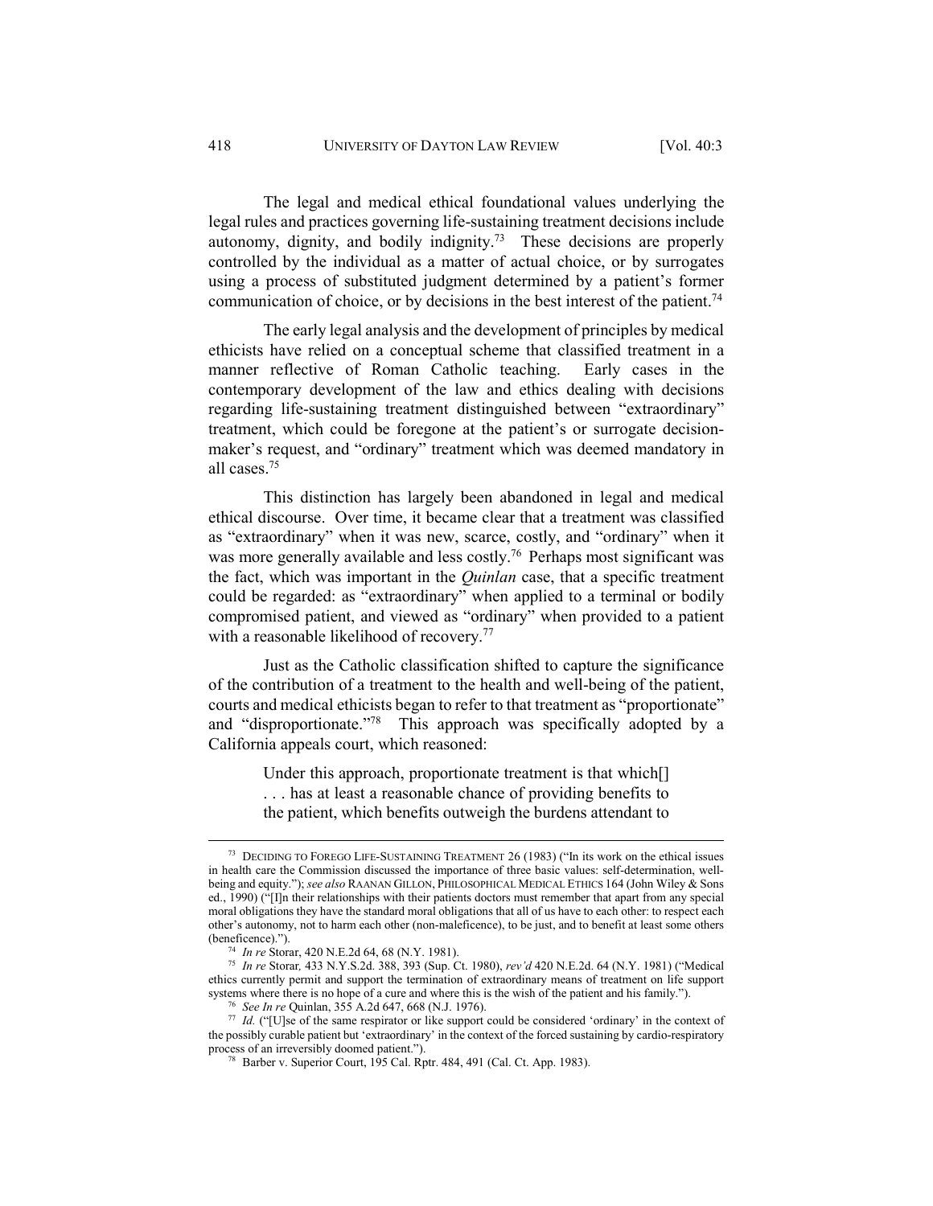The legal and medical ethical foundational values underlying the legal rules and practices governing life-sustaining treatment decisions include autonomy, dignity, and bodily indignity.[73] These decisions are properly controlled by the individual as a matter of actual choice, or by surrogates using a process of substituted judgment determined by a patient's former communication of choice, or by decisions in the best interest of the patient.[74]

The early legal analysis and the development of principles by medical ethicists have relied on a conceptual scheme that classified treatment in a manner reflective of Roman Catholic teaching. Early cases in the contemporary development of the law and ethics dealing with decisions regarding life-sustaining treatment distinguished between "extraordinary" treatment, which could be foregone at the patient's or surrogate decision-maker's request, and "ordinary" treatment which was deemed mandatory in all cases.[75]

This distinction has largely been abandoned in legal and medical ethical discourse. Over time, it became clear that a treatment was classified as "extraordinary" when it was new, scarce, costly, and "ordinary" when it was more generally available and less costly.[76] Perhaps most significant was the fact, which was important in the *Quinlan* case, that a specific treatment could be regarded: as "extraordinary" when applied to a terminal or bodily compromised patient, and viewed as "ordinary" when provided to a patient with a reasonable likelihood of recovery.[77]

Just as the Catholic classification shifted to capture the significance of the contribution of a treatment to the health and well-being of the patient, courts and medical ethicists began to refer to that treatment as "proportionate" and "disproportionate."[78] This approach was specifically adopted by a California appeals court, which reasoned:

> Under this approach, proportionate treatment is that which[] . . . has at least a reasonable chance of providing benefits to the patient, which benefits outweigh the burdens attendant to

---

[73] DECIDING TO FOREGO LIFE-SUSTAINING TREATMENT 26 (1983) ("In its work on the ethical issues in health care the Commission discussed the importance of three basic values: self-determination, well-being and equity."); *see also* RAANAN GILLON, PHILOSOPHICAL MEDICAL ETHICS 164 (John Wiley & Sons ed., 1990) ("[I]n their relationships with their patients doctors must remember that apart from any special moral obligations they have the standard moral obligations that all of us have to each other: to respect each other's autonomy, not to harm each other (non-maleficence), to be just, and to benefit at least some others (beneficence).").

[74] *In re* Storar, 420 N.E.2d 64, 68 (N.Y. 1981).

[75] *In re* Storar*,* 433 N.Y.S.2d. 388, 393 (Sup. Ct. 1980), *rev'd* 420 N.E.2d. 64 (N.Y. 1981) ("Medical ethics currently permit and support the termination of extraordinary means of treatment on life support systems where there is no hope of a cure and where this is the wish of the patient and his family.").

[76] *See In re* Quinlan, 355 A.2d 647, 668 (N.J. 1976).

[77] *Id.* ("[U]se of the same respirator or like support could be considered 'ordinary' in the context of the possibly curable patient but 'extraordinary' in the context of the forced sustaining by cardio-respiratory process of an irreversibly doomed patient.").

[78] Barber v. Superior Court, 195 Cal. Rptr. 484, 491 (Cal. Ct. App. 1983).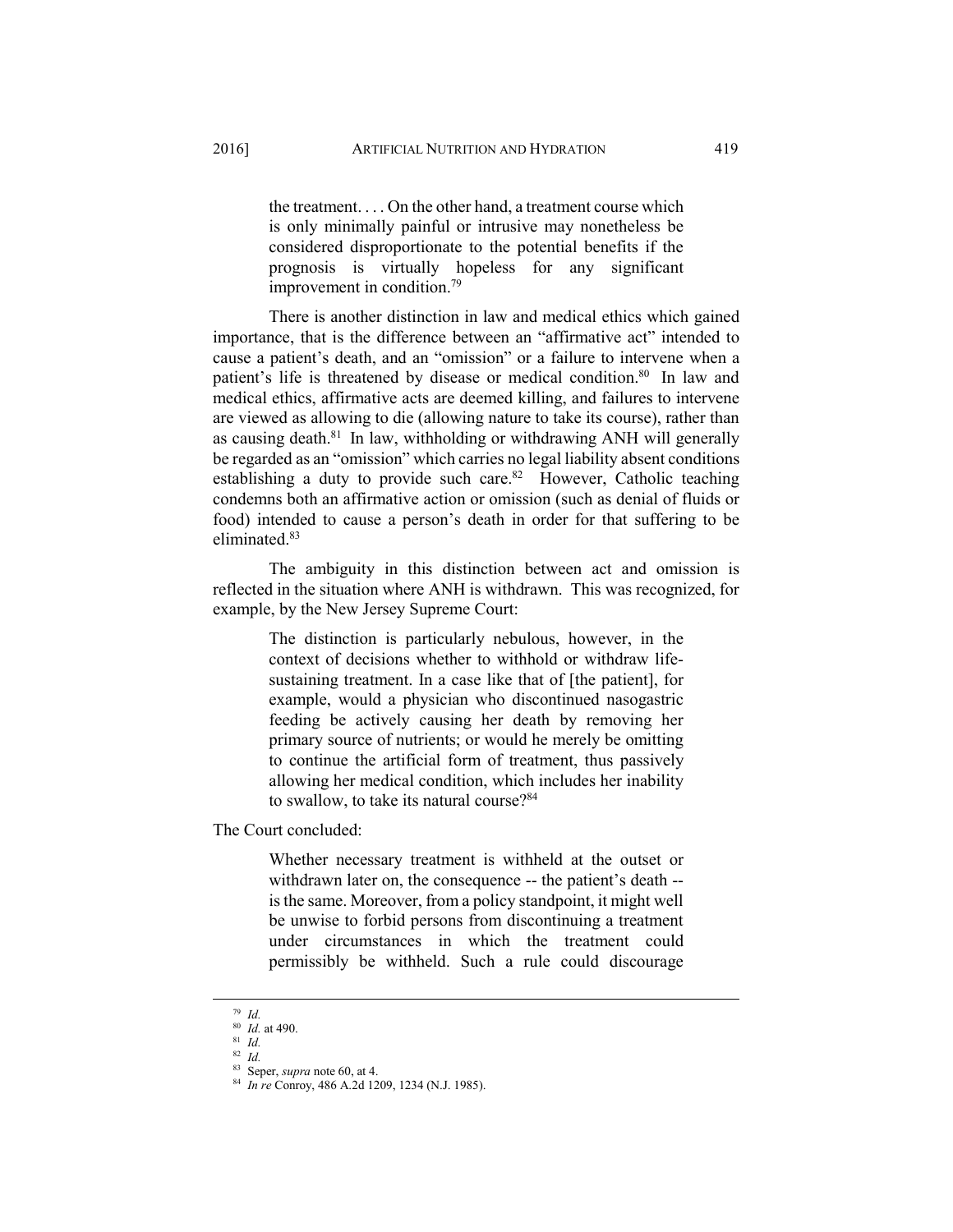> the treatment. . . . On the other hand, a treatment course which is only minimally painful or intrusive may nonetheless be considered disproportionate to the potential benefits if the prognosis is virtually hopeless for any significant improvement in condition.[79]

There is another distinction in law and medical ethics which gained importance, that is the difference between an "affirmative act" intended to cause a patient's death, and an "omission" or a failure to intervene when a patient's life is threatened by disease or medical condition.[80] In law and medical ethics, affirmative acts are deemed killing, and failures to intervene are viewed as allowing to die (allowing nature to take its course), rather than as causing death.[81] In law, withholding or withdrawing ANH will generally be regarded as an "omission" which carries no legal liability absent conditions establishing a duty to provide such care.[82] However, Catholic teaching condemns both an affirmative action or omission (such as denial of fluids or food) intended to cause a person's death in order for that suffering to be eliminated.[83]

The ambiguity in this distinction between act and omission is reflected in the situation where ANH is withdrawn. This was recognized, for example, by the New Jersey Supreme Court:

> The distinction is particularly nebulous, however, in the context of decisions whether to withhold or withdraw life-sustaining treatment. In a case like that of [the patient], for example, would a physician who discontinued nasogastric feeding be actively causing her death by removing her primary source of nutrients; or would he merely be omitting to continue the artificial form of treatment, thus passively allowing her medical condition, which includes her inability to swallow, to take its natural course?[84]

The Court concluded:

> Whether necessary treatment is withheld at the outset or withdrawn later on, the consequence -- the patient's death -- is the same. Moreover, from a policy standpoint, it might well be unwise to forbid persons from discontinuing a treatment under circumstances in which the treatment could permissibly be withheld. Such a rule could discourage

---

[79] *Id.*

[80] *Id.* at 490.

[81] *Id.*

[82] *Id.*

[83] Seper, *supra* note 60, at 4.

[84] *In re* Conroy, 486 A.2d 1209, 1234 (N.J. 1985).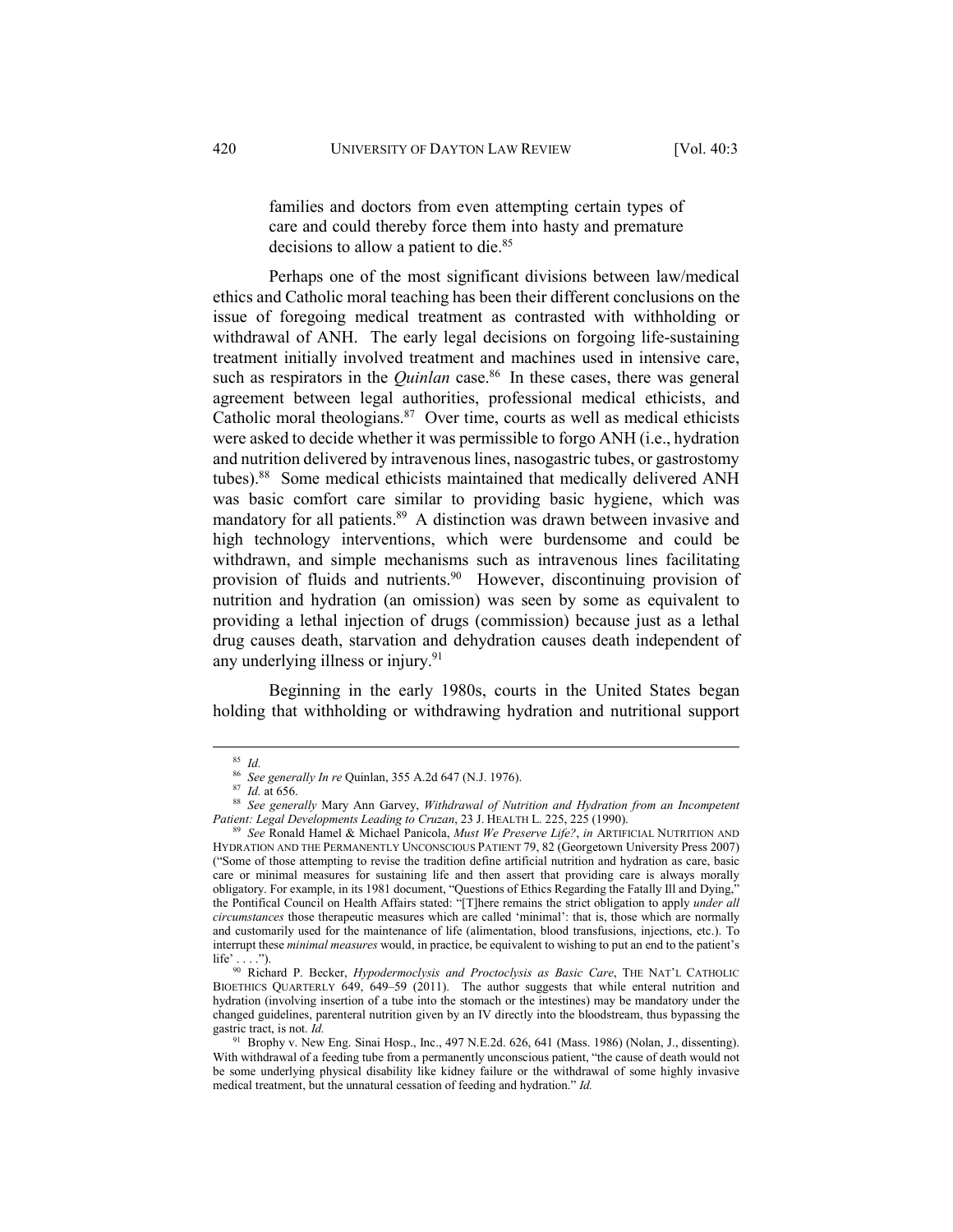families and doctors from even attempting certain types of care and could thereby force them into hasty and premature decisions to allow a patient to die.[85]

Perhaps one of the most significant divisions between law/medical ethics and Catholic moral teaching has been their different conclusions on the issue of foregoing medical treatment as contrasted with withholding or withdrawal of ANH. The early legal decisions on forgoing life-sustaining treatment initially involved treatment and machines used in intensive care, such as respirators in the *Quinlan* case.[86] In these cases, there was general agreement between legal authorities, professional medical ethicists, and Catholic moral theologians.[87] Over time, courts as well as medical ethicists were asked to decide whether it was permissible to forgo ANH (i.e., hydration and nutrition delivered by intravenous lines, nasogastric tubes, or gastrostomy tubes).[88] Some medical ethicists maintained that medically delivered ANH was basic comfort care similar to providing basic hygiene, which was mandatory for all patients.[89] A distinction was drawn between invasive and high technology interventions, which were burdensome and could be withdrawn, and simple mechanisms such as intravenous lines facilitating provision of fluids and nutrients.[90] However, discontinuing provision of nutrition and hydration (an omission) was seen by some as equivalent to providing a lethal injection of drugs (commission) because just as a lethal drug causes death, starvation and dehydration causes death independent of any underlying illness or injury.[91]

Beginning in the early 1980s, courts in the United States began holding that withholding or withdrawing hydration and nutritional support

---

[85] *Id.*

[86] *See generally In re* Quinlan, 355 A.2d 647 (N.J. 1976).

[87] *Id.* at 656.

[88] *See generally* Mary Ann Garvey, *Withdrawal of Nutrition and Hydration from an Incompetent Patient: Legal Developments Leading to Cruzan*, 23 J. HEALTH L. 225, 225 (1990).

[89] *See* Ronald Hamel & Michael Panicola, *Must We Preserve Life?*, *in* ARTIFICIAL NUTRITION AND HYDRATION AND THE PERMANENTLY UNCONSCIOUS PATIENT 79, 82 (Georgetown University Press 2007) ("Some of those attempting to revise the tradition define artificial nutrition and hydration as care, basic care or minimal measures for sustaining life and then assert that providing care is always morally obligatory. For example, in its 1981 document, "Questions of Ethics Regarding the Fatally Ill and Dying," the Pontifical Council on Health Affairs stated: "[T]here remains the strict obligation to apply *under all circumstances* those therapeutic measures which are called 'minimal': that is, those which are normally and customarily used for the maintenance of life (alimentation, blood transfusions, injections, etc.). To interrupt these *minimal measures* would, in practice, be equivalent to wishing to put an end to the patient's life' . . . .").

[90] Richard P. Becker, *Hypodermoclysis and Proctoclysis as Basic Care*, THE NAT'L CATHOLIC BIOETHICS QUARTERLY 649, 649–59 (2011). The author suggests that while enteral nutrition and hydration (involving insertion of a tube into the stomach or the intestines) may be mandatory under the changed guidelines, parenteral nutrition given by an IV directly into the bloodstream, thus bypassing the gastric tract, is not. *Id.*

[91] Brophy v. New Eng. Sinai Hosp., Inc., 497 N.E.2d. 626, 641 (Mass. 1986) (Nolan, J., dissenting). With withdrawal of a feeding tube from a permanently unconscious patient, "the cause of death would not be some underlying physical disability like kidney failure or the withdrawal of some highly invasive medical treatment, but the unnatural cessation of feeding and hydration." *Id.*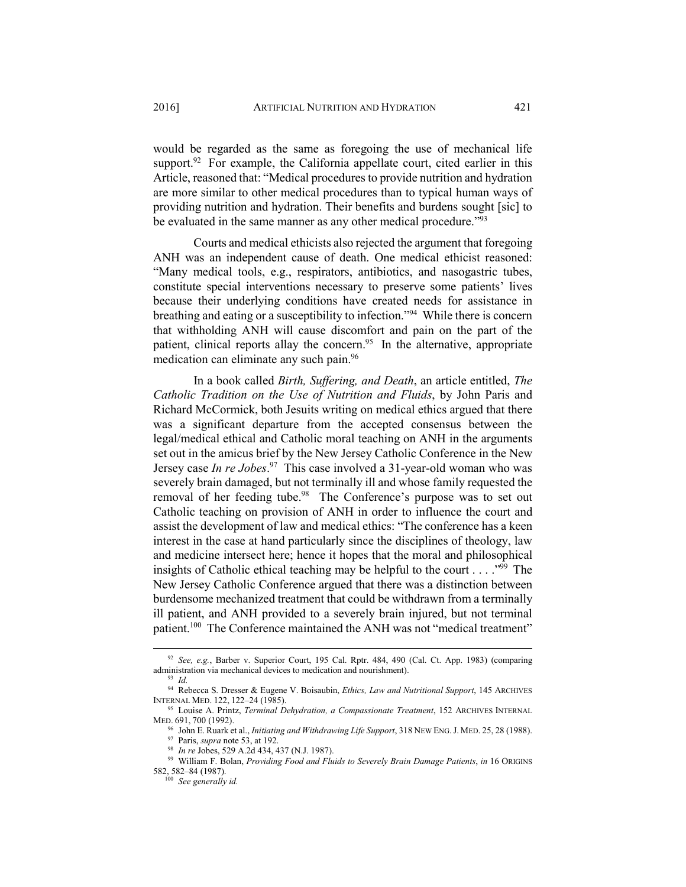would be regarded as the same as foregoing the use of mechanical life support.[92] For example, the California appellate court, cited earlier in this Article, reasoned that: "Medical procedures to provide nutrition and hydration are more similar to other medical procedures than to typical human ways of providing nutrition and hydration. Their benefits and burdens sought [sic] to be evaluated in the same manner as any other medical procedure."[93]

Courts and medical ethicists also rejected the argument that foregoing ANH was an independent cause of death. One medical ethicist reasoned: "Many medical tools, e.g., respirators, antibiotics, and nasogastric tubes, constitute special interventions necessary to preserve some patients' lives because their underlying conditions have created needs for assistance in breathing and eating or a susceptibility to infection."[94] While there is concern that withholding ANH will cause discomfort and pain on the part of the patient, clinical reports allay the concern.[95] In the alternative, appropriate medication can eliminate any such pain.[96]

In a book called *Birth, Suffering, and Death*, an article entitled, *The Catholic Tradition on the Use of Nutrition and Fluids*, by John Paris and Richard McCormick, both Jesuits writing on medical ethics argued that there was a significant departure from the accepted consensus between the legal/medical ethical and Catholic moral teaching on ANH in the arguments set out in the amicus brief by the New Jersey Catholic Conference in the New Jersey case *In re Jobes*.[97] This case involved a 31-year-old woman who was severely brain damaged, but not terminally ill and whose family requested the removal of her feeding tube.[98] The Conference's purpose was to set out Catholic teaching on provision of ANH in order to influence the court and assist the development of law and medical ethics: "The conference has a keen interest in the case at hand particularly since the disciplines of theology, law and medicine intersect here; hence it hopes that the moral and philosophical insights of Catholic ethical teaching may be helpful to the court . . . ."[99] The New Jersey Catholic Conference argued that there was a distinction between burdensome mechanized treatment that could be withdrawn from a terminally ill patient, and ANH provided to a severely brain injured, but not terminal patient.[100] The Conference maintained the ANH was not "medical treatment"

---

[92] *See, e.g.*, Barber v. Superior Court, 195 Cal. Rptr. 484, 490 (Cal. Ct. App. 1983) (comparing administration via mechanical devices to medication and nourishment).

[93] *Id.*

[94] Rebecca S. Dresser & Eugene V. Boisaubin, *Ethics, Law and Nutritional Support*, 145 ARCHIVES INTERNAL MED. 122, 122–24 (1985).

[95] Louise A. Printz, *Terminal Dehydration, a Compassionate Treatment*, 152 ARCHIVES INTERNAL MED. 691, 700 (1992).

[96] John E. Ruark et al., *Initiating and Withdrawing Life Support*, 318 NEW ENG. J. MED. 25, 28 (1988).

[97] Paris, *supra* note 53, at 192.

[98] *In re* Jobes, 529 A.2d 434, 437 (N.J. 1987).

[99] William F. Bolan, *Providing Food and Fluids to Severely Brain Damage Patients*, *in* 16 ORIGINS 582, 582–84 (1987).

[100] *See generally id.*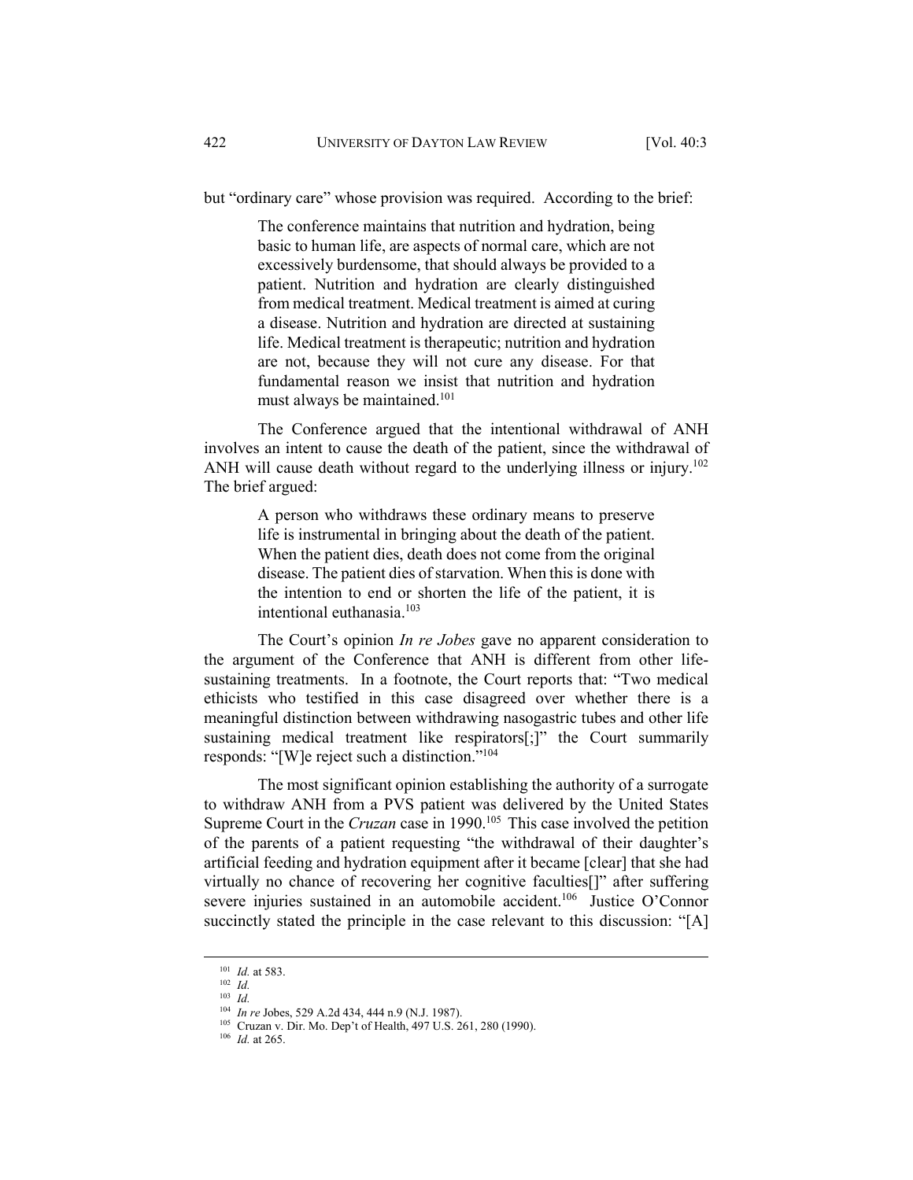but "ordinary care" whose provision was required. According to the brief:

> The conference maintains that nutrition and hydration, being basic to human life, are aspects of normal care, which are not excessively burdensome, that should always be provided to a patient. Nutrition and hydration are clearly distinguished from medical treatment. Medical treatment is aimed at curing a disease. Nutrition and hydration are directed at sustaining life. Medical treatment is therapeutic; nutrition and hydration are not, because they will not cure any disease. For that fundamental reason we insist that nutrition and hydration must always be maintained.[101]

The Conference argued that the intentional withdrawal of ANH involves an intent to cause the death of the patient, since the withdrawal of ANH will cause death without regard to the underlying illness or injury.[102] The brief argued:

> A person who withdraws these ordinary means to preserve life is instrumental in bringing about the death of the patient. When the patient dies, death does not come from the original disease. The patient dies of starvation. When this is done with the intention to end or shorten the life of the patient, it is intentional euthanasia.[103]

The Court's opinion *In re Jobes* gave no apparent consideration to the argument of the Conference that ANH is different from other life-sustaining treatments. In a footnote, the Court reports that: "Two medical ethicists who testified in this case disagreed over whether there is a meaningful distinction between withdrawing nasogastric tubes and other life sustaining medical treatment like respirators[;]" the Court summarily responds: "[W]e reject such a distinction."[104]

The most significant opinion establishing the authority of a surrogate to withdraw ANH from a PVS patient was delivered by the United States Supreme Court in the *Cruzan* case in 1990.[105] This case involved the petition of the parents of a patient requesting "the withdrawal of their daughter's artificial feeding and hydration equipment after it became [clear] that she had virtually no chance of recovering her cognitive faculties[]" after suffering severe injuries sustained in an automobile accident.[106] Justice O'Connor succinctly stated the principle in the case relevant to this discussion: "[A]

---

[101] *Id.* at 583.

[102] *Id.*

[103] *Id.*

[104] *In re* Jobes, 529 A.2d 434, 444 n.9 (N.J. 1987).

[105] Cruzan v. Dir. Mo. Dep't of Health, 497 U.S. 261, 280 (1990).

[106] *Id.* at 265.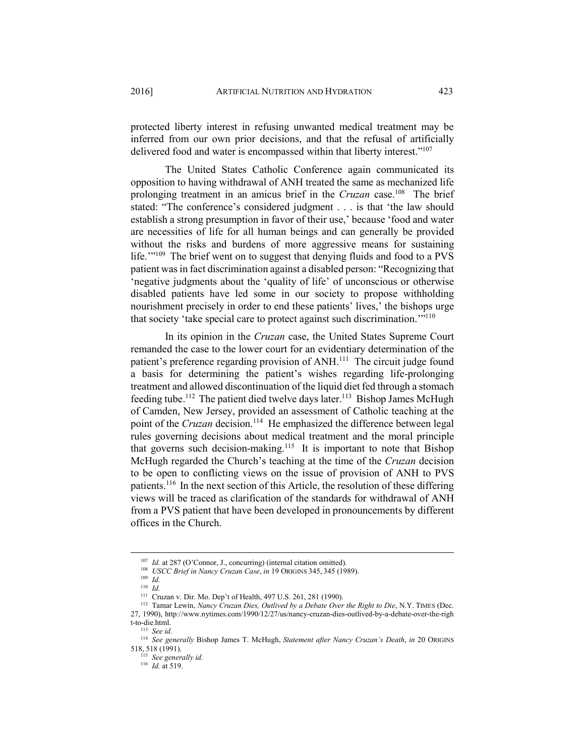protected liberty interest in refusing unwanted medical treatment may be inferred from our own prior decisions, and that the refusal of artificially delivered food and water is encompassed within that liberty interest."[107]

The United States Catholic Conference again communicated its opposition to having withdrawal of ANH treated the same as mechanized life prolonging treatment in an amicus brief in the *Cruzan* case.[108] The brief stated: "The conference's considered judgment . . . is that 'the law should establish a strong presumption in favor of their use,' because 'food and water are necessities of life for all human beings and can generally be provided without the risks and burdens of more aggressive means for sustaining life.'"[109] The brief went on to suggest that denying fluids and food to a PVS patient was in fact discrimination against a disabled person: "Recognizing that 'negative judgments about the 'quality of life' of unconscious or otherwise disabled patients have led some in our society to propose withholding nourishment precisely in order to end these patients' lives,' the bishops urge that society 'take special care to protect against such discrimination.'"[110]

In its opinion in the *Cruzan* case, the United States Supreme Court remanded the case to the lower court for an evidentiary determination of the patient's preference regarding provision of ANH.[111] The circuit judge found a basis for determining the patient's wishes regarding life-prolonging treatment and allowed discontinuation of the liquid diet fed through a stomach feeding tube.[112] The patient died twelve days later.[113] Bishop James McHugh of Camden, New Jersey, provided an assessment of Catholic teaching at the point of the *Cruzan* decision.[114] He emphasized the difference between legal rules governing decisions about medical treatment and the moral principle that governs such decision-making.[115] It is important to note that Bishop McHugh regarded the Church's teaching at the time of the *Cruzan* decision to be open to conflicting views on the issue of provision of ANH to PVS patients.[116] In the next section of this Article, the resolution of these differing views will be traced as clarification of the standards for withdrawal of ANH from a PVS patient that have been developed in pronouncements by different offices in the Church.

---

[107] *Id.* at 287 (O'Connor, J., concurring) (internal citation omitted).

[108] *USCC Brief in Nancy Cruzan Case*, *in* 19 ORIGINS 345, 345 (1989).

[109] *Id.*

[110] *Id.*

[111] Cruzan v. Dir. Mo. Dep't of Health, 497 U.S. 261, 281 (1990).

[112] Tamar Lewin, *Nancy Cruzan Dies, Outlived by a Debate Over the Right to Die*, N.Y. TIMES (Dec. 27, 1990), http://www.nytimes.com/1990/12/27/us/nancy-cruzan-dies-outlived-by-a-debate-over-the-right-to-die.html.

[113] *See id.*

[114] *See generally* Bishop James T. McHugh, *Statement after Nancy Cruzan's Death*, *in* 20 ORIGINS 518, 518 (1991).

[115] *See generally id.*

[116] *Id.* at 519.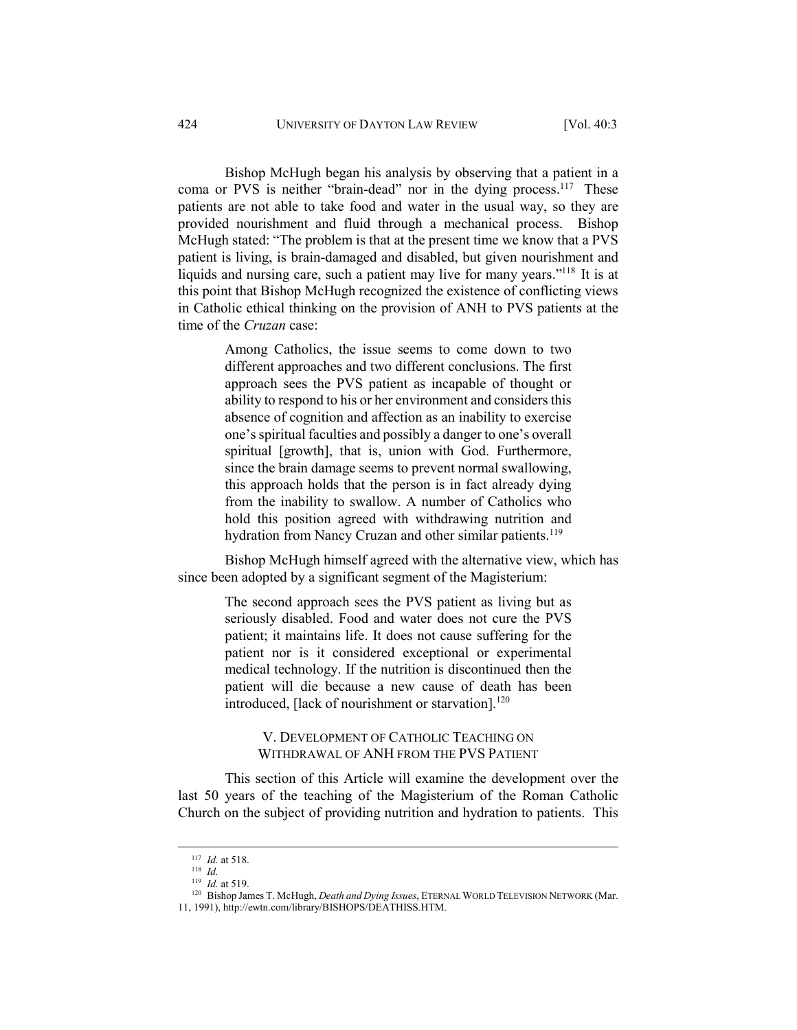Bishop McHugh began his analysis by observing that a patient in a coma or PVS is neither "brain-dead" nor in the dying process.[117] These patients are not able to take food and water in the usual way, so they are provided nourishment and fluid through a mechanical process. Bishop McHugh stated: "The problem is that at the present time we know that a PVS patient is living, is brain-damaged and disabled, but given nourishment and liquids and nursing care, such a patient may live for many years."[118] It is at this point that Bishop McHugh recognized the existence of conflicting views in Catholic ethical thinking on the provision of ANH to PVS patients at the time of the *Cruzan* case:

> Among Catholics, the issue seems to come down to two different approaches and two different conclusions. The first approach sees the PVS patient as incapable of thought or ability to respond to his or her environment and considers this absence of cognition and affection as an inability to exercise one's spiritual faculties and possibly a danger to one's overall spiritual [growth], that is, union with God. Furthermore, since the brain damage seems to prevent normal swallowing, this approach holds that the person is in fact already dying from the inability to swallow. A number of Catholics who hold this position agreed with withdrawing nutrition and hydration from Nancy Cruzan and other similar patients.[119]

Bishop McHugh himself agreed with the alternative view, which has since been adopted by a significant segment of the Magisterium:

> The second approach sees the PVS patient as living but as seriously disabled. Food and water does not cure the PVS patient; it maintains life. It does not cause suffering for the patient nor is it considered exceptional or experimental medical technology. If the nutrition is discontinued then the patient will die because a new cause of death has been introduced, [lack of nourishment or starvation].[120]

## V. Development of Catholic Teaching on Withdrawal of ANH from the PVS Patient

This section of this Article will examine the development over the last 50 years of the teaching of the Magisterium of the Roman Catholic Church on the subject of providing nutrition and hydration to patients. This

---

[117] *Id.* at 518.

[118] *Id.*

[119] *Id.* at 519.

[120] Bishop James T. McHugh, *Death and Dying Issues*, ETERNAL WORLD TELEVISION NETWORK (Mar. 11, 1991), http://ewtn.com/library/BISHOPS/DEATHISS.HTM.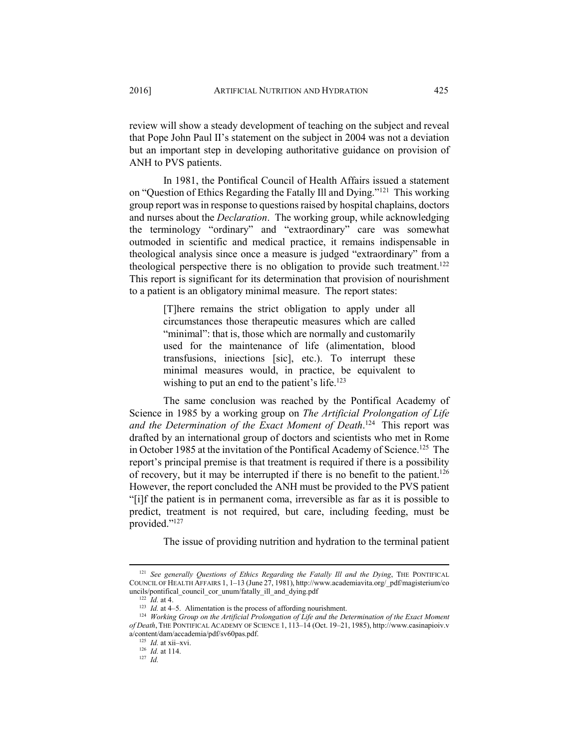review will show a steady development of teaching on the subject and reveal that Pope John Paul II's statement on the subject in 2004 was not a deviation but an important step in developing authoritative guidance on provision of ANH to PVS patients.

In 1981, the Pontifical Council of Health Affairs issued a statement on "Question of Ethics Regarding the Fatally Ill and Dying."[121] This working group report was in response to questions raised by hospital chaplains, doctors and nurses about the *Declaration*. The working group, while acknowledging the terminology "ordinary" and "extraordinary" care was somewhat outmoded in scientific and medical practice, it remains indispensable in theological analysis since once a measure is judged "extraordinary" from a theological perspective there is no obligation to provide such treatment.[122] This report is significant for its determination that provision of nourishment to a patient is an obligatory minimal measure. The report states:

> [T]here remains the strict obligation to apply under all circumstances those therapeutic measures which are called "minimal": that is, those which are normally and customarily used for the maintenance of life (alimentation, blood transfusions, iniections [sic], etc.). To interrupt these minimal measures would, in practice, be equivalent to wishing to put an end to the patient's life.[123]

The same conclusion was reached by the Pontifical Academy of Science in 1985 by a working group on *The Artificial Prolongation of Life and the Determination of the Exact Moment of Death*.[124] This report was drafted by an international group of doctors and scientists who met in Rome in October 1985 at the invitation of the Pontifical Academy of Science.[125] The report's principal premise is that treatment is required if there is a possibility of recovery, but it may be interrupted if there is no benefit to the patient.[126] However, the report concluded the ANH must be provided to the PVS patient "[i]f the patient is in permanent coma, irreversible as far as it is possible to predict, treatment is not required, but care, including feeding, must be provided."[127]

The issue of providing nutrition and hydration to the terminal patient

---

[121] *See generally Questions of Ethics Regarding the Fatally Ill and the Dying*, THE PONTIFICAL COUNCIL OF HEALTH AFFAIRS 1, 1–13 (June 27, 1981), http://www.academiavita.org/_pdf/magisterium/councils/pontifical_council_cor_unum/fatally_ill_and_dying.pdf

[122] *Id.* at 4.

[123] *Id.* at 4–5. Alimentation is the process of affording nourishment.

[124] *Working Group on the Artificial Prolongation of Life and the Determination of the Exact Moment of Death*, THE PONTIFICAL ACADEMY OF SCIENCE 1, 113–14 (Oct. 19–21, 1985), http://www.casinapioiv.va/content/dam/accademia/pdf/sv60pas.pdf.

[125] *Id.* at xii–xvi.

[126] *Id.* at 114.

[127] *Id.*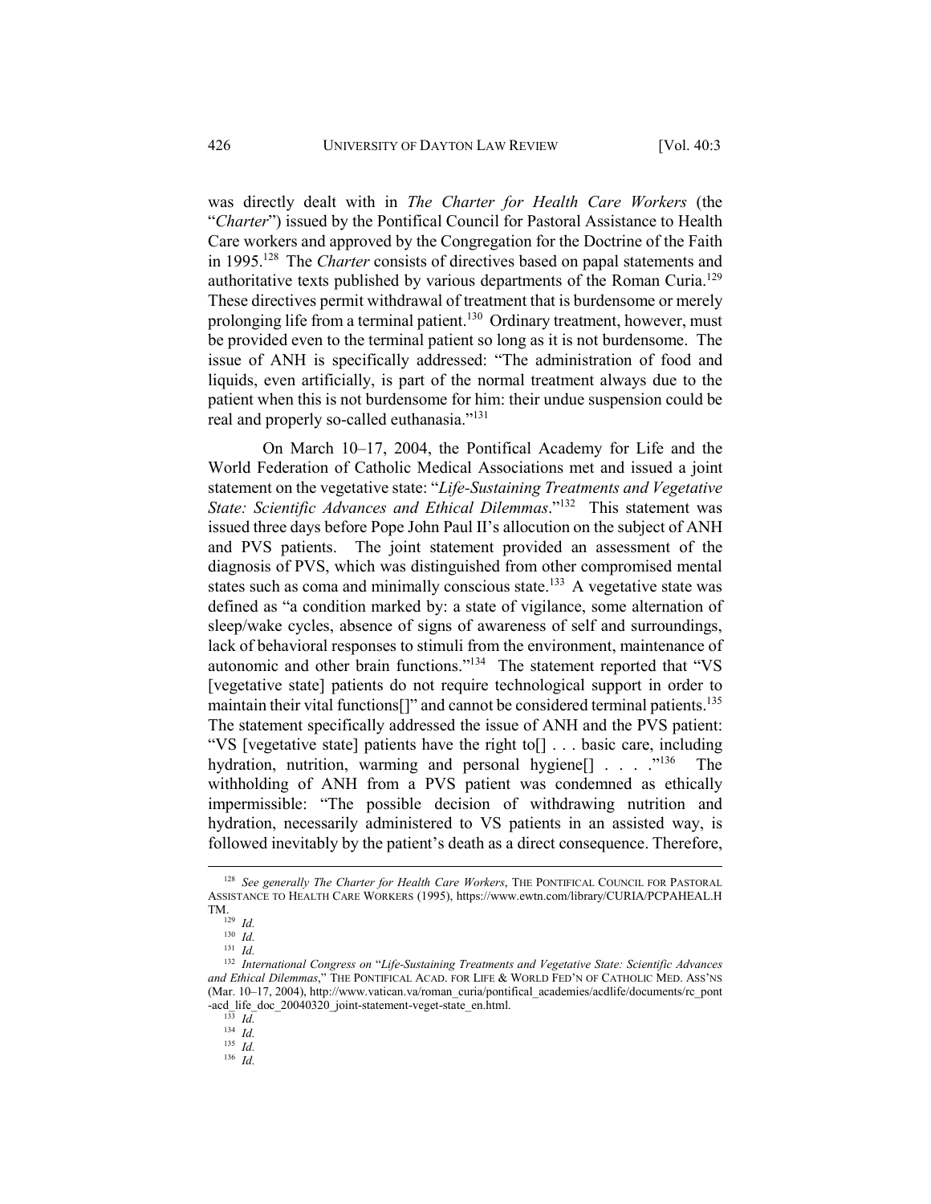was directly dealt with in *The Charter for Health Care Workers* (the "*Charter*") issued by the Pontifical Council for Pastoral Assistance to Health Care workers and approved by the Congregation for the Doctrine of the Faith in 1995.[128] The *Charter* consists of directives based on papal statements and authoritative texts published by various departments of the Roman Curia.[129] These directives permit withdrawal of treatment that is burdensome or merely prolonging life from a terminal patient.[130] Ordinary treatment, however, must be provided even to the terminal patient so long as it is not burdensome. The issue of ANH is specifically addressed: "The administration of food and liquids, even artificially, is part of the normal treatment always due to the patient when this is not burdensome for him: their undue suspension could be real and properly so-called euthanasia."[131]

On March 10–17, 2004, the Pontifical Academy for Life and the World Federation of Catholic Medical Associations met and issued a joint statement on the vegetative state: "*Life-Sustaining Treatments and Vegetative State: Scientific Advances and Ethical Dilemmas*."[132] This statement was issued three days before Pope John Paul II's allocution on the subject of ANH and PVS patients. The joint statement provided an assessment of the diagnosis of PVS, which was distinguished from other compromised mental states such as coma and minimally conscious state.[133] A vegetative state was defined as "a condition marked by: a state of vigilance, some alternation of sleep/wake cycles, absence of signs of awareness of self and surroundings, lack of behavioral responses to stimuli from the environment, maintenance of autonomic and other brain functions."[134] The statement reported that "VS [vegetative state] patients do not require technological support in order to maintain their vital functions[]" and cannot be considered terminal patients.[135] The statement specifically addressed the issue of ANH and the PVS patient: "VS [vegetative state] patients have the right to[] . . . basic care, including hydration, nutrition, warming and personal hygiene[] . . . ."[136] The withholding of ANH from a PVS patient was condemned as ethically impermissible: "The possible decision of withdrawing nutrition and hydration, necessarily administered to VS patients in an assisted way, is followed inevitably by the patient's death as a direct consequence. Therefore,

---

[128] *See generally The Charter for Health Care Workers*, THE PONTIFICAL COUNCIL FOR PASTORAL ASSISTANCE TO HEALTH CARE WORKERS (1995), https://www.ewtn.com/library/CURIA/PCPAHEAL.HTM.

[129] *Id.*

[130] *Id.*

[131] *Id.*

[132] *International Congress on "Life-Sustaining Treatments and Vegetative State: Scientific Advances and Ethical Dilemmas*," THE PONTIFICAL ACAD. FOR LIFE & WORLD FED'N OF CATHOLIC MED. ASS'NS (Mar. 10–17, 2004), http://www.vatican.va/roman_curia/pontifical_academies/acdlife/documents/rc_pont-acd_life_doc_20040320_joint-statement-veget-state_en.html.

[133] *Id.*

[134] *Id.*

[135] *Id.*

[136] *Id.*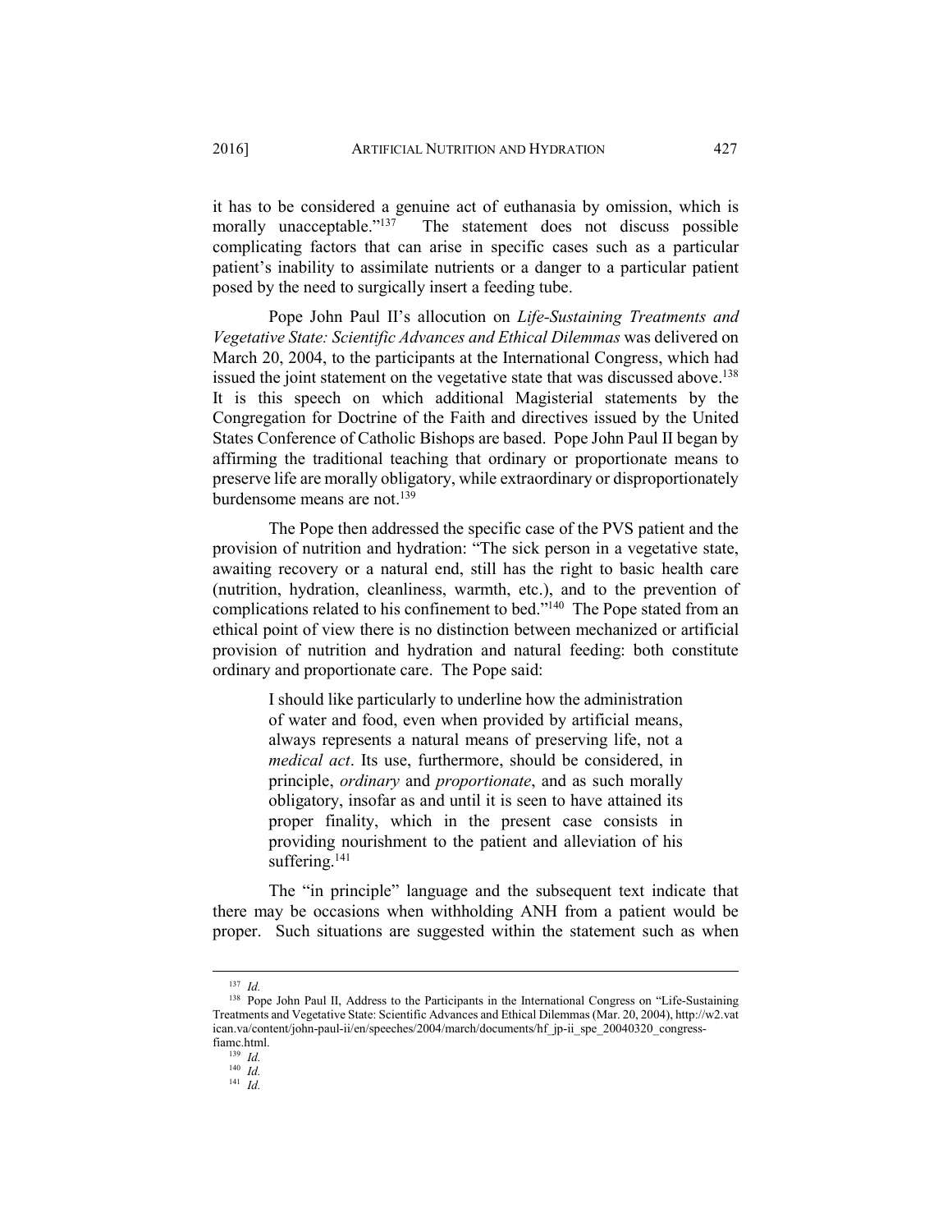it has to be considered a genuine act of euthanasia by omission, which is morally unacceptable."[137] The statement does not discuss possible complicating factors that can arise in specific cases such as a particular patient's inability to assimilate nutrients or a danger to a particular patient posed by the need to surgically insert a feeding tube.

Pope John Paul II's allocution on *Life-Sustaining Treatments and Vegetative State: Scientific Advances and Ethical Dilemmas* was delivered on March 20, 2004, to the participants at the International Congress, which had issued the joint statement on the vegetative state that was discussed above.[138] It is this speech on which additional Magisterial statements by the Congregation for Doctrine of the Faith and directives issued by the United States Conference of Catholic Bishops are based. Pope John Paul II began by affirming the traditional teaching that ordinary or proportionate means to preserve life are morally obligatory, while extraordinary or disproportionately burdensome means are not.[139]

The Pope then addressed the specific case of the PVS patient and the provision of nutrition and hydration: "The sick person in a vegetative state, awaiting recovery or a natural end, still has the right to basic health care (nutrition, hydration, cleanliness, warmth, etc.), and to the prevention of complications related to his confinement to bed."[140] The Pope stated from an ethical point of view there is no distinction between mechanized or artificial provision of nutrition and hydration and natural feeding: both constitute ordinary and proportionate care. The Pope said:

> I should like particularly to underline how the administration of water and food, even when provided by artificial means, always represents a natural means of preserving life, not a *medical act*. Its use, furthermore, should be considered, in principle, *ordinary* and *proportionate*, and as such morally obligatory, insofar as and until it is seen to have attained its proper finality, which in the present case consists in providing nourishment to the patient and alleviation of his suffering.[141]

The "in principle" language and the subsequent text indicate that there may be occasions when withholding ANH from a patient would be proper. Such situations are suggested within the statement such as when

---

[137] *Id.*

[138] Pope John Paul II, Address to the Participants in the International Congress on "Life-Sustaining Treatments and Vegetative State: Scientific Advances and Ethical Dilemmas (Mar. 20, 2004), http://w2.vatican.va/content/john-paul-ii/en/speeches/2004/march/documents/hf_jp-ii_spe_20040320_congress-fiamc.html.

[139] *Id.*

[140] *Id.*

[141] *Id.*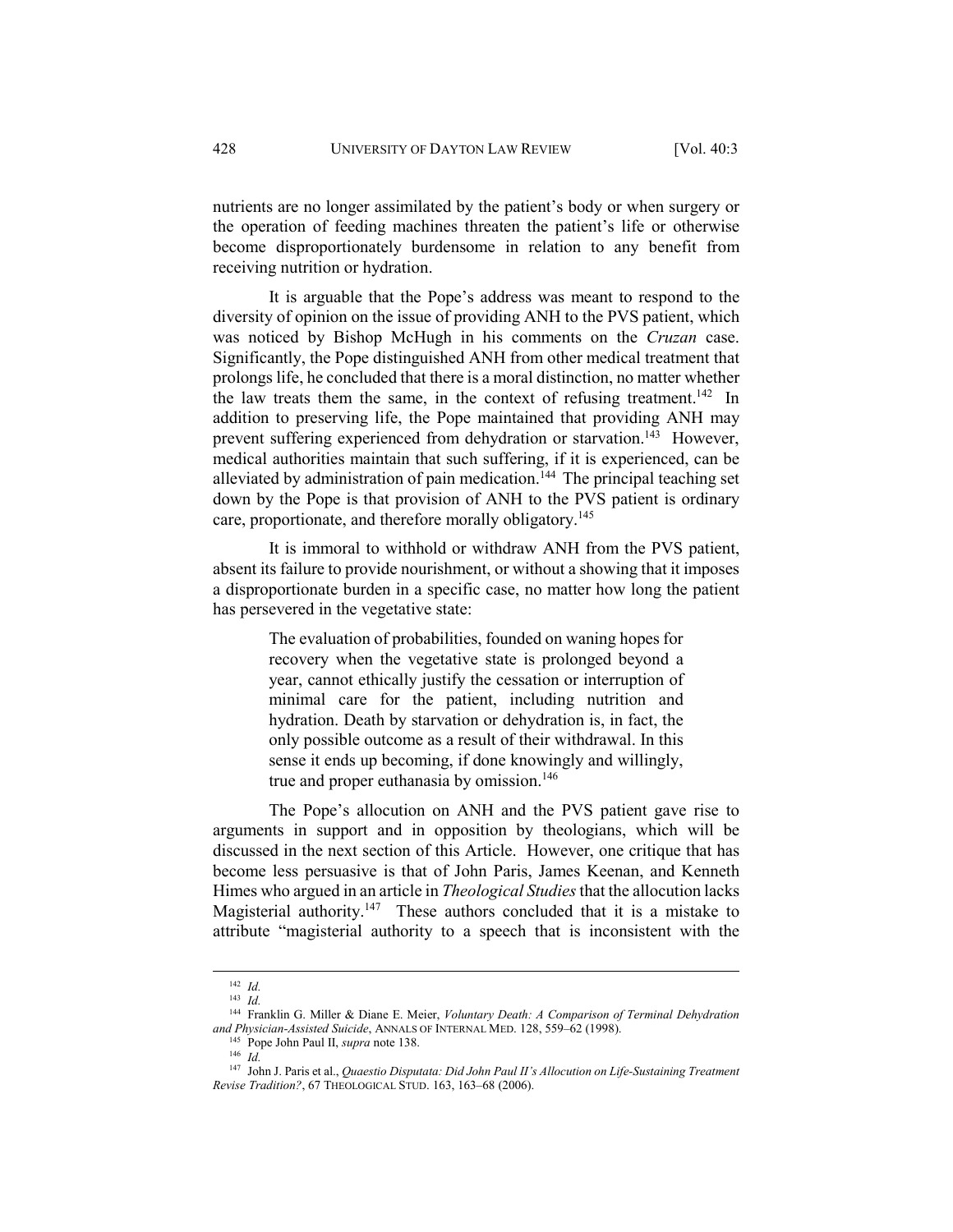nutrients are no longer assimilated by the patient's body or when surgery or the operation of feeding machines threaten the patient's life or otherwise become disproportionately burdensome in relation to any benefit from receiving nutrition or hydration.

It is arguable that the Pope's address was meant to respond to the diversity of opinion on the issue of providing ANH to the PVS patient, which was noticed by Bishop McHugh in his comments on the *Cruzan* case. Significantly, the Pope distinguished ANH from other medical treatment that prolongs life, he concluded that there is a moral distinction, no matter whether the law treats them the same, in the context of refusing treatment.[142] In addition to preserving life, the Pope maintained that providing ANH may prevent suffering experienced from dehydration or starvation.[143] However, medical authorities maintain that such suffering, if it is experienced, can be alleviated by administration of pain medication.[144] The principal teaching set down by the Pope is that provision of ANH to the PVS patient is ordinary care, proportionate, and therefore morally obligatory.[145]

It is immoral to withhold or withdraw ANH from the PVS patient, absent its failure to provide nourishment, or without a showing that it imposes a disproportionate burden in a specific case, no matter how long the patient has persevered in the vegetative state:

> The evaluation of probabilities, founded on waning hopes for recovery when the vegetative state is prolonged beyond a year, cannot ethically justify the cessation or interruption of minimal care for the patient, including nutrition and hydration. Death by starvation or dehydration is, in fact, the only possible outcome as a result of their withdrawal. In this sense it ends up becoming, if done knowingly and willingly, true and proper euthanasia by omission.[146]

The Pope's allocution on ANH and the PVS patient gave rise to arguments in support and in opposition by theologians, which will be discussed in the next section of this Article. However, one critique that has become less persuasive is that of John Paris, James Keenan, and Kenneth Himes who argued in an article in *Theological Studies* that the allocution lacks Magisterial authority.[147] These authors concluded that it is a mistake to attribute "magisterial authority to a speech that is inconsistent with the

---

[142] *Id.*

[143] *Id.*

[144] Franklin G. Miller & Diane E. Meier, *Voluntary Death: A Comparison of Terminal Dehydration and Physician-Assisted Suicide*, ANNALS OF INTERNAL MED. 128, 559–62 (1998).

[145] Pope John Paul II, *supra* note 138.

[146] *Id.*

[147] John J. Paris et al., *Quaestio Disputata: Did John Paul II's Allocution on Life-Sustaining Treatment Revise Tradition?*, 67 THEOLOGICAL STUD. 163, 163–68 (2006).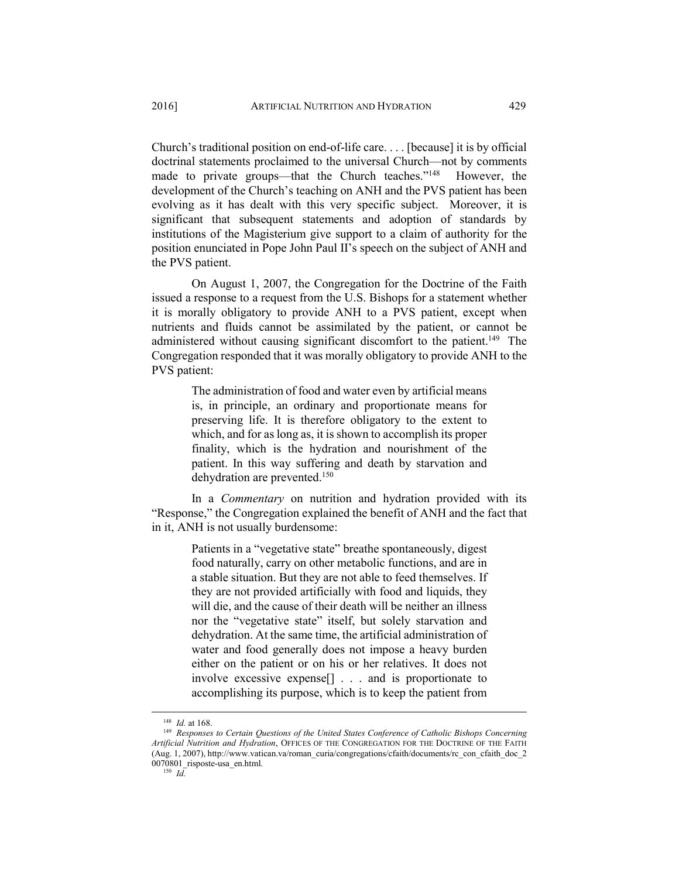Church's traditional position on end-of-life care. . . . [because] it is by official doctrinal statements proclaimed to the universal Church—not by comments made to private groups—that the Church teaches."[148] However, the development of the Church's teaching on ANH and the PVS patient has been evolving as it has dealt with this very specific subject. Moreover, it is significant that subsequent statements and adoption of standards by institutions of the Magisterium give support to a claim of authority for the position enunciated in Pope John Paul II's speech on the subject of ANH and the PVS patient.

On August 1, 2007, the Congregation for the Doctrine of the Faith issued a response to a request from the U.S. Bishops for a statement whether it is morally obligatory to provide ANH to a PVS patient, except when nutrients and fluids cannot be assimilated by the patient, or cannot be administered without causing significant discomfort to the patient.[149] The Congregation responded that it was morally obligatory to provide ANH to the PVS patient:

> The administration of food and water even by artificial means is, in principle, an ordinary and proportionate means for preserving life. It is therefore obligatory to the extent to which, and for as long as, it is shown to accomplish its proper finality, which is the hydration and nourishment of the patient. In this way suffering and death by starvation and dehydration are prevented.[150]

In a *Commentary* on nutrition and hydration provided with its "Response," the Congregation explained the benefit of ANH and the fact that in it, ANH is not usually burdensome:

> Patients in a "vegetative state" breathe spontaneously, digest food naturally, carry on other metabolic functions, and are in a stable situation. But they are not able to feed themselves. If they are not provided artificially with food and liquids, they will die, and the cause of their death will be neither an illness nor the "vegetative state" itself, but solely starvation and dehydration. At the same time, the artificial administration of water and food generally does not impose a heavy burden either on the patient or on his or her relatives. It does not involve excessive expense[] . . . and is proportionate to accomplishing its purpose, which is to keep the patient from

---

[148] *Id.* at 168.

[149] *Responses to Certain Questions of the United States Conference of Catholic Bishops Concerning Artificial Nutrition and Hydration*, OFFICES OF THE CONGREGATION FOR THE DOCTRINE OF THE FAITH (Aug. 1, 2007), http://www.vatican.va/roman_curia/congregations/cfaith/documents/rc_con_cfaith_doc_20070801_risposte-usa_en.html.

[150] *Id.*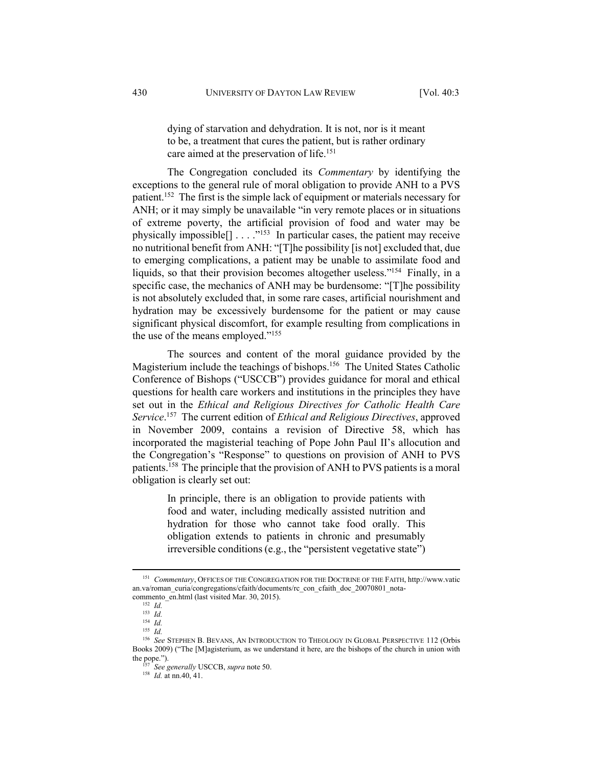> dying of starvation and dehydration. It is not, nor is it meant to be, a treatment that cures the patient, but is rather ordinary care aimed at the preservation of life.[151]

The Congregation concluded its *Commentary* by identifying the exceptions to the general rule of moral obligation to provide ANH to a PVS patient.[152] The first is the simple lack of equipment or materials necessary for ANH; or it may simply be unavailable "in very remote places or in situations of extreme poverty, the artificial provision of food and water may be physically impossible[] . . . ."[153] In particular cases, the patient may receive no nutritional benefit from ANH: "[T]he possibility [is not] excluded that, due to emerging complications, a patient may be unable to assimilate food and liquids, so that their provision becomes altogether useless."[154] Finally, in a specific case, the mechanics of ANH may be burdensome: "[T]he possibility is not absolutely excluded that, in some rare cases, artificial nourishment and hydration may be excessively burdensome for the patient or may cause significant physical discomfort, for example resulting from complications in the use of the means employed."[155]

The sources and content of the moral guidance provided by the Magisterium include the teachings of bishops.[156] The United States Catholic Conference of Bishops ("USCCB") provides guidance for moral and ethical questions for health care workers and institutions in the principles they have set out in the *Ethical and Religious Directives for Catholic Health Care Service*.[157] The current edition of *Ethical and Religious Directives*, approved in November 2009, contains a revision of Directive 58, which has incorporated the magisterial teaching of Pope John Paul II's allocution and the Congregation's "Response" to questions on provision of ANH to PVS patients.[158] The principle that the provision of ANH to PVS patients is a moral obligation is clearly set out:

> In principle, there is an obligation to provide patients with food and water, including medically assisted nutrition and hydration for those who cannot take food orally. This obligation extends to patients in chronic and presumably irreversible conditions (e.g., the "persistent vegetative state")

---

[151] *Commentary*, OFFICES OF THE CONGREGATION FOR THE DOCTRINE OF THE FAITH, http://www.vatican.va/roman_curia/congregations/cfaith/documents/rc_con_cfaith_doc_20070801_nota-commento_en.html (last visited Mar. 30, 2015).

[152] *Id.*

[153] *Id.*

[154] *Id.*

[155] *Id.*

[156] *See* STEPHEN B. BEVANS, AN INTRODUCTION TO THEOLOGY IN GLOBAL PERSPECTIVE 112 (Orbis Books 2009) ("The [M]agisterium, as we understand it here, are the bishops of the church in union with the pope.").

[157] *See generally* USCCB, *supra* note 50.

[158] *Id.* at nn.40, 41.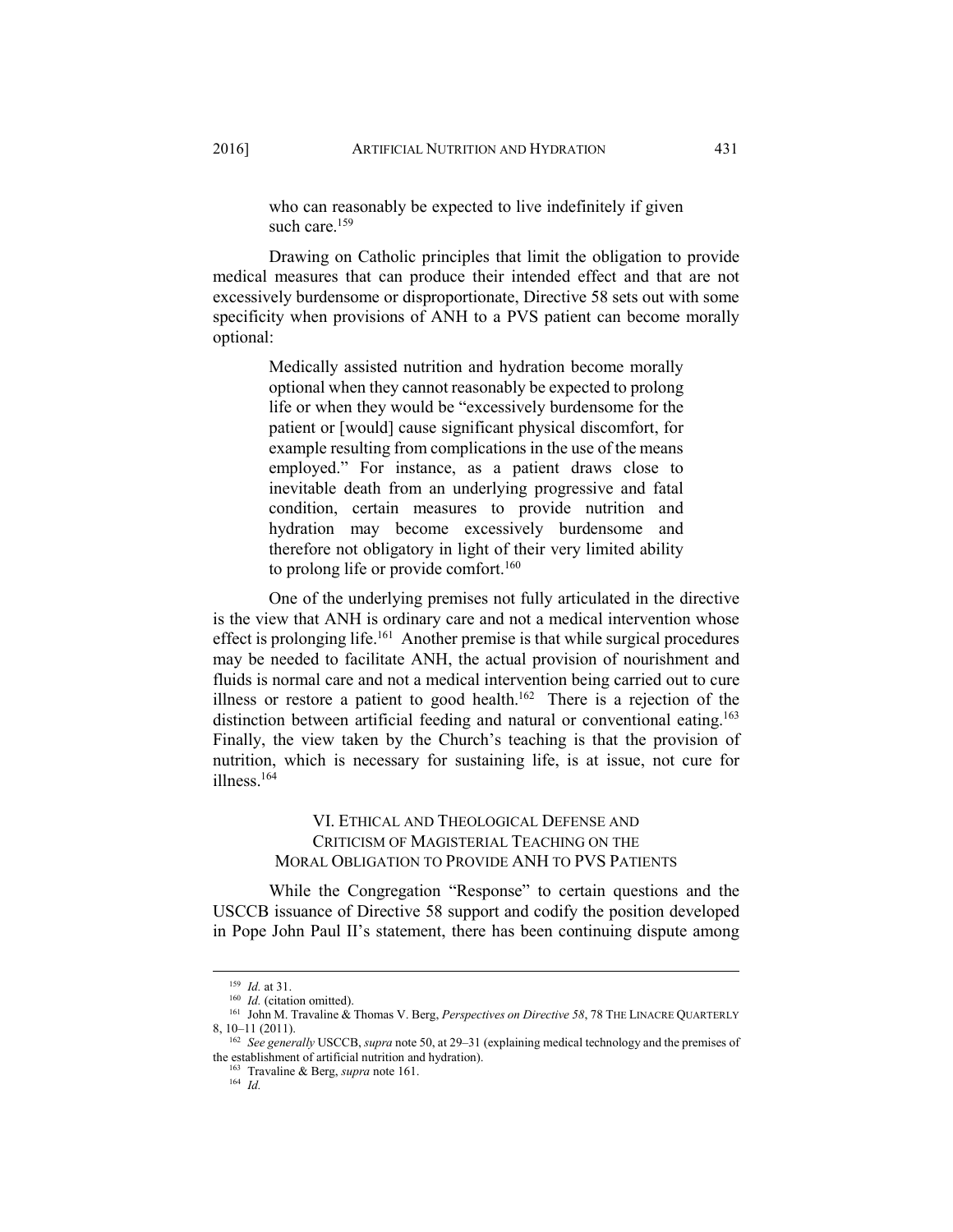> who can reasonably be expected to live indefinitely if given such care.[159]

Drawing on Catholic principles that limit the obligation to provide medical measures that can produce their intended effect and that are not excessively burdensome or disproportionate, Directive 58 sets out with some specificity when provisions of ANH to a PVS patient can become morally optional:

> Medically assisted nutrition and hydration become morally optional when they cannot reasonably be expected to prolong life or when they would be "excessively burdensome for the patient or [would] cause significant physical discomfort, for example resulting from complications in the use of the means employed." For instance, as a patient draws close to inevitable death from an underlying progressive and fatal condition, certain measures to provide nutrition and hydration may become excessively burdensome and therefore not obligatory in light of their very limited ability to prolong life or provide comfort.[160]

One of the underlying premises not fully articulated in the directive is the view that ANH is ordinary care and not a medical intervention whose effect is prolonging life.[161] Another premise is that while surgical procedures may be needed to facilitate ANH, the actual provision of nourishment and fluids is normal care and not a medical intervention being carried out to cure illness or restore a patient to good health.[162] There is a rejection of the distinction between artificial feeding and natural or conventional eating.[163] Finally, the view taken by the Church's teaching is that the provision of nutrition, which is necessary for sustaining life, is at issue, not cure for illness.[164]

## VI. Ethical and Theological Defense and Criticism of Magisterial Teaching on the Moral Obligation to Provide ANH to PVS Patients

While the Congregation "Response" to certain questions and the USCCB issuance of Directive 58 support and codify the position developed in Pope John Paul II's statement, there has been continuing dispute among

---

[159] *Id.* at 31.

[160] *Id.* (citation omitted).

[161] John M. Travaline & Thomas V. Berg, *Perspectives on Directive 58*, 78 The Linacre Quarterly 8, 10–11 (2011).

[162] *See generally* USCCB, *supra* note 50, at 29–31 (explaining medical technology and the premises of the establishment of artificial nutrition and hydration).

[163] Travaline & Berg, *supra* note 161.

[164] *Id.*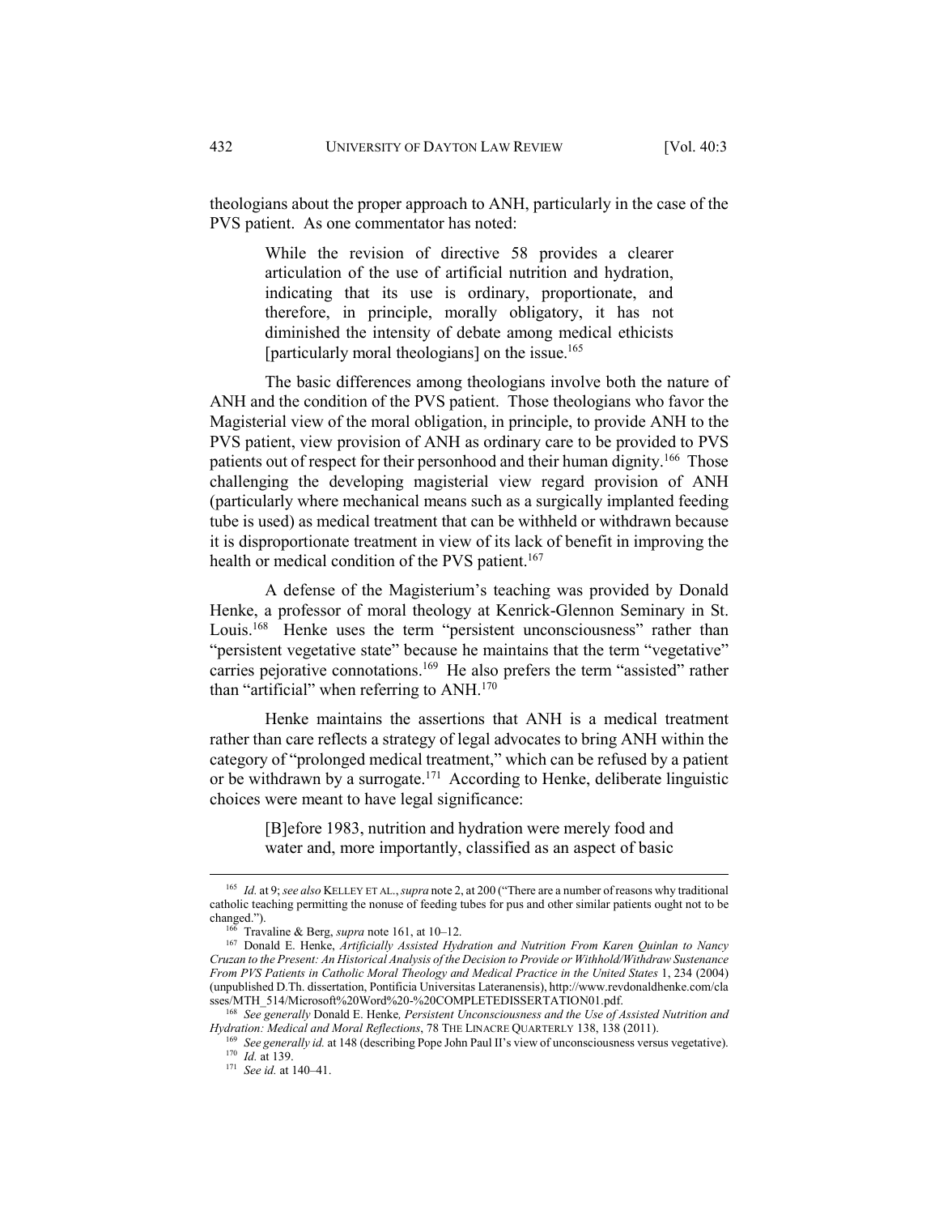theologians about the proper approach to ANH, particularly in the case of the PVS patient. As one commentator has noted:

> While the revision of directive 58 provides a clearer articulation of the use of artificial nutrition and hydration, indicating that its use is ordinary, proportionate, and therefore, in principle, morally obligatory, it has not diminished the intensity of debate among medical ethicists [particularly moral theologians] on the issue.[165]

The basic differences among theologians involve both the nature of ANH and the condition of the PVS patient. Those theologians who favor the Magisterial view of the moral obligation, in principle, to provide ANH to the PVS patient, view provision of ANH as ordinary care to be provided to PVS patients out of respect for their personhood and their human dignity.[166] Those challenging the developing magisterial view regard provision of ANH (particularly where mechanical means such as a surgically implanted feeding tube is used) as medical treatment that can be withheld or withdrawn because it is disproportionate treatment in view of its lack of benefit in improving the health or medical condition of the PVS patient.[167]

A defense of the Magisterium's teaching was provided by Donald Henke, a professor of moral theology at Kenrick-Glennon Seminary in St. Louis.[168] Henke uses the term "persistent unconsciousness" rather than "persistent vegetative state" because he maintains that the term "vegetative" carries pejorative connotations.[169] He also prefers the term "assisted" rather than "artificial" when referring to ANH.[170]

Henke maintains the assertions that ANH is a medical treatment rather than care reflects a strategy of legal advocates to bring ANH within the category of "prolonged medical treatment," which can be refused by a patient or be withdrawn by a surrogate.[171] According to Henke, deliberate linguistic choices were meant to have legal significance:

> [B]efore 1983, nutrition and hydration were merely food and water and, more importantly, classified as an aspect of basic

---

[165] *Id.* at 9; *see also* KELLEY ET AL., *supra* note 2, at 200 ("There are a number of reasons why traditional catholic teaching permitting the nonuse of feeding tubes for pus and other similar patients ought not to be changed.").

[166] Travaline & Berg, *supra* note 161, at 10–12.

[167] Donald E. Henke, *Artificially Assisted Hydration and Nutrition From Karen Quinlan to Nancy Cruzan to the Present: An Historical Analysis of the Decision to Provide or Withhold/Withdraw Sustenance From PVS Patients in Catholic Moral Theology and Medical Practice in the United States* 1, 234 (2004) (unpublished D.Th. dissertation, Pontificia Universitas Lateranensis), http://www.revdonaldhenke.com/classes/MTH_514/Microsoft%20Word%20-%20COMPLETEDISSERTATION01.pdf.

[168] *See generally* Donald E. Henke*, Persistent Unconsciousness and the Use of Assisted Nutrition and Hydration: Medical and Moral Reflections*, 78 THE LINACRE QUARTERLY 138, 138 (2011).

[169] *See generally id.* at 148 (describing Pope John Paul II's view of unconsciousness versus vegetative).

[170] *Id.* at 139.

[171] *See id.* at 140–41.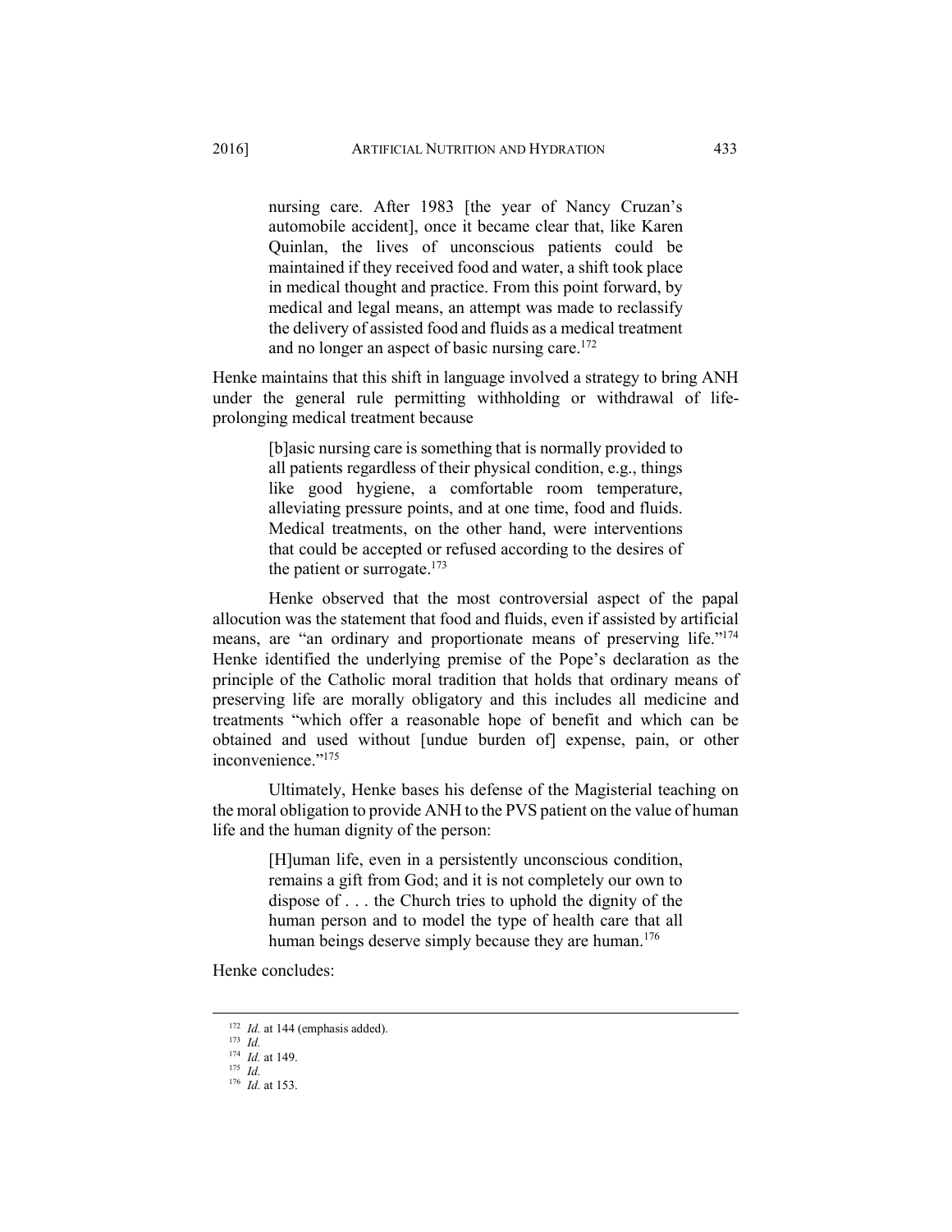> nursing care. After 1983 [the year of Nancy Cruzan's automobile accident], once it became clear that, like Karen Quinlan, the lives of unconscious patients could be maintained if they received food and water, a shift took place in medical thought and practice. From this point forward, by medical and legal means, an attempt was made to reclassify the delivery of assisted food and fluids as a medical treatment and no longer an aspect of basic nursing care.[172]

Henke maintains that this shift in language involved a strategy to bring ANH under the general rule permitting withholding or withdrawal of life-prolonging medical treatment because

> [b]asic nursing care is something that is normally provided to all patients regardless of their physical condition, e.g., things like good hygiene, a comfortable room temperature, alleviating pressure points, and at one time, food and fluids. Medical treatments, on the other hand, were interventions that could be accepted or refused according to the desires of the patient or surrogate.[173]

Henke observed that the most controversial aspect of the papal allocution was the statement that food and fluids, even if assisted by artificial means, are "an ordinary and proportionate means of preserving life."[174] Henke identified the underlying premise of the Pope's declaration as the principle of the Catholic moral tradition that holds that ordinary means of preserving life are morally obligatory and this includes all medicine and treatments "which offer a reasonable hope of benefit and which can be obtained and used without [undue burden of] expense, pain, or other inconvenience."[175]

Ultimately, Henke bases his defense of the Magisterial teaching on the moral obligation to provide ANH to the PVS patient on the value of human life and the human dignity of the person:

> [H]uman life, even in a persistently unconscious condition, remains a gift from God; and it is not completely our own to dispose of . . . the Church tries to uphold the dignity of the human person and to model the type of health care that all human beings deserve simply because they are human.[176]

Henke concludes:

---

[172] *Id.* at 144 (emphasis added).

[173] *Id.*

[174] *Id.* at 149.

[175] *Id.*

[176] *Id.* at 153.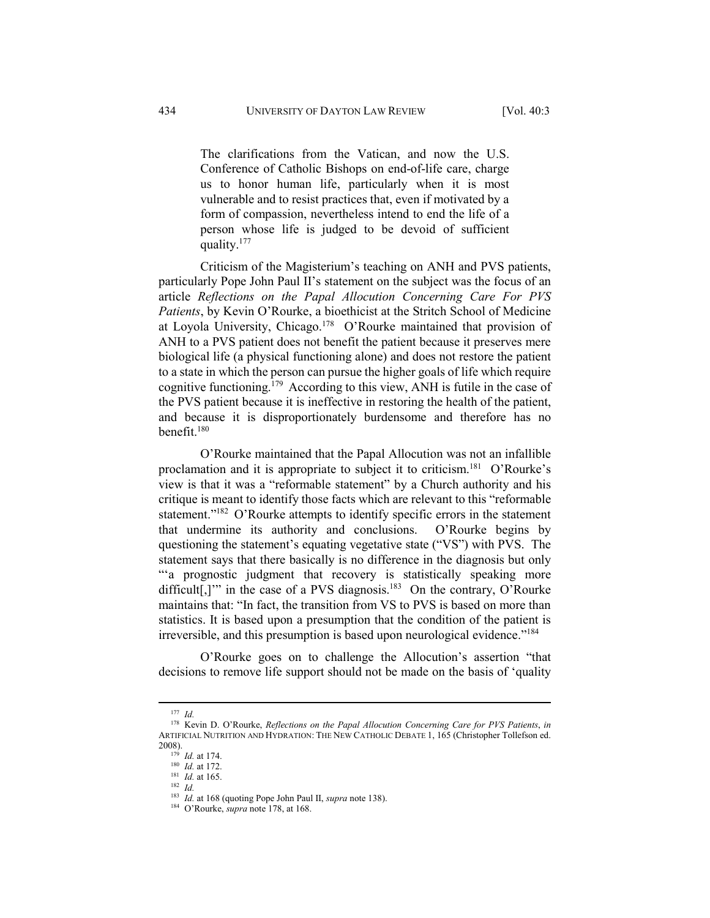> The clarifications from the Vatican, and now the U.S. Conference of Catholic Bishops on end-of-life care, charge us to honor human life, particularly when it is most vulnerable and to resist practices that, even if motivated by a form of compassion, nevertheless intend to end the life of a person whose life is judged to be devoid of sufficient quality.[177]

Criticism of the Magisterium's teaching on ANH and PVS patients, particularly Pope John Paul II's statement on the subject was the focus of an article *Reflections on the Papal Allocution Concerning Care For PVS Patients*, by Kevin O'Rourke, a bioethicist at the Stritch School of Medicine at Loyola University, Chicago.[178] O'Rourke maintained that provision of ANH to a PVS patient does not benefit the patient because it preserves mere biological life (a physical functioning alone) and does not restore the patient to a state in which the person can pursue the higher goals of life which require cognitive functioning.[179] According to this view, ANH is futile in the case of the PVS patient because it is ineffective in restoring the health of the patient, and because it is disproportionately burdensome and therefore has no benefit.[180]

O'Rourke maintained that the Papal Allocution was not an infallible proclamation and it is appropriate to subject it to criticism.[181] O'Rourke's view is that it was a "reformable statement" by a Church authority and his critique is meant to identify those facts which are relevant to this "reformable statement."[182] O'Rourke attempts to identify specific errors in the statement that undermine its authority and conclusions. O'Rourke begins by questioning the statement's equating vegetative state ("VS") with PVS. The statement says that there basically is no difference in the diagnosis but only "'a prognostic judgment that recovery is statistically speaking more difficult[,]'" in the case of a PVS diagnosis.[183] On the contrary, O'Rourke maintains that: "In fact, the transition from VS to PVS is based on more than statistics. It is based upon a presumption that the condition of the patient is irreversible, and this presumption is based upon neurological evidence."[184]

O'Rourke goes on to challenge the Allocution's assertion "that decisions to remove life support should not be made on the basis of 'quality

---

[177] *Id.*

[178] Kevin D. O'Rourke, *Reflections on the Papal Allocution Concerning Care for PVS Patients*, *in* ARTIFICIAL NUTRITION AND HYDRATION: THE NEW CATHOLIC DEBATE 1, 165 (Christopher Tollefson ed. 2008).

[179] *Id.* at 174.

[180] *Id.* at 172.

[181] *Id.* at 165.

[182] *Id.*

[183] *Id.* at 168 (quoting Pope John Paul II, *supra* note 138).

[184] O'Rourke, *supra* note 178, at 168.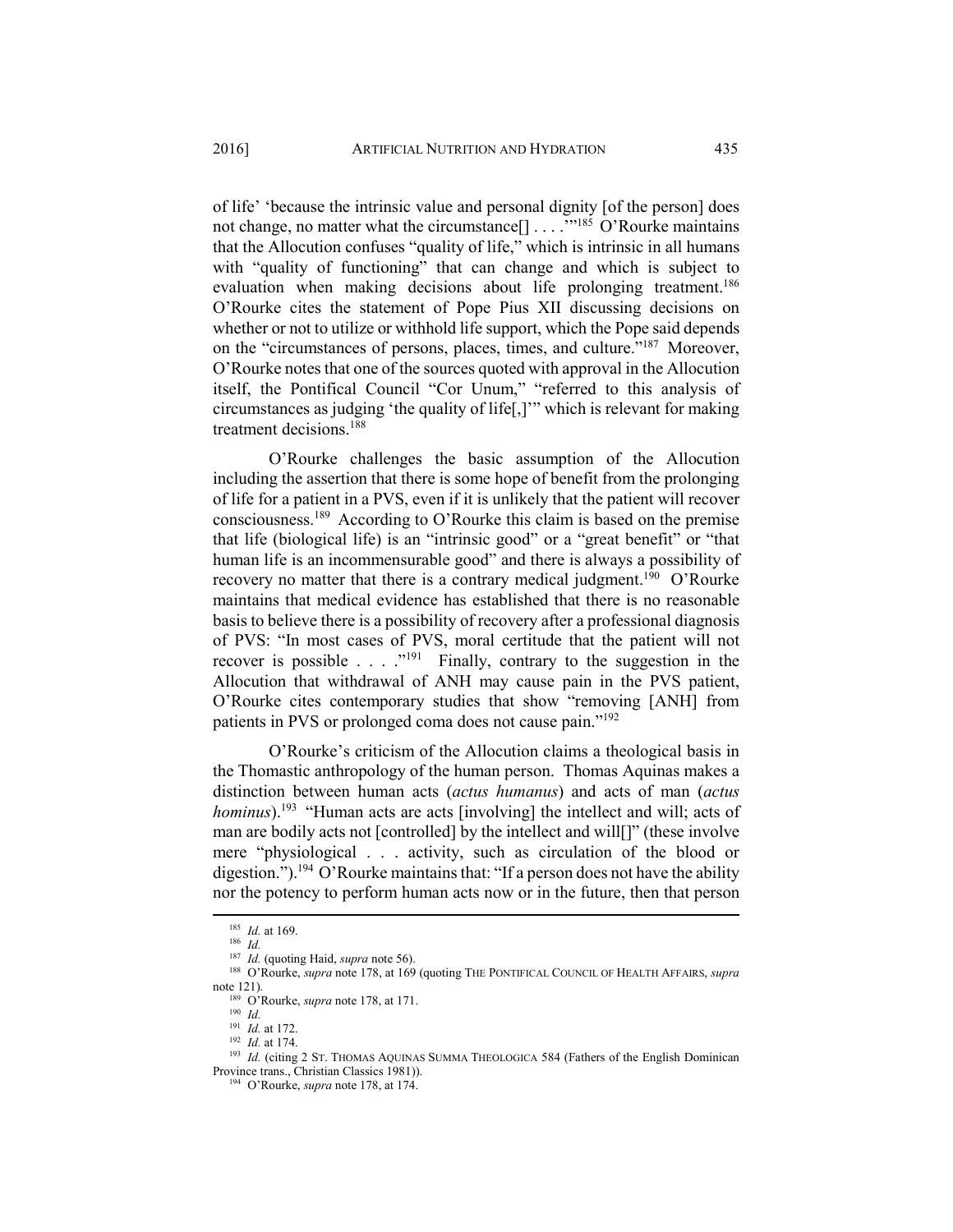of life' 'because the intrinsic value and personal dignity [of the person] does not change, no matter what the circumstance[] . . . .'"[185] O'Rourke maintains that the Allocution confuses "quality of life," which is intrinsic in all humans with "quality of functioning" that can change and which is subject to evaluation when making decisions about life prolonging treatment.[186] O'Rourke cites the statement of Pope Pius XII discussing decisions on whether or not to utilize or withhold life support, which the Pope said depends on the "circumstances of persons, places, times, and culture."[187] Moreover, O'Rourke notes that one of the sources quoted with approval in the Allocution itself, the Pontifical Council "Cor Unum," "referred to this analysis of circumstances as judging 'the quality of life[,]'" which is relevant for making treatment decisions.[188]

O'Rourke challenges the basic assumption of the Allocution including the assertion that there is some hope of benefit from the prolonging of life for a patient in a PVS, even if it is unlikely that the patient will recover consciousness.[189] According to O'Rourke this claim is based on the premise that life (biological life) is an "intrinsic good" or a "great benefit" or "that human life is an incommensurable good" and there is always a possibility of recovery no matter that there is a contrary medical judgment.[190] O'Rourke maintains that medical evidence has established that there is no reasonable basis to believe there is a possibility of recovery after a professional diagnosis of PVS: "In most cases of PVS, moral certitude that the patient will not recover is possible . . . ."[191] Finally, contrary to the suggestion in the Allocution that withdrawal of ANH may cause pain in the PVS patient, O'Rourke cites contemporary studies that show "removing [ANH] from patients in PVS or prolonged coma does not cause pain."[192]

O'Rourke's criticism of the Allocution claims a theological basis in the Thomastic anthropology of the human person. Thomas Aquinas makes a distinction between human acts (*actus humanus*) and acts of man (*actus hominus*).[193] "Human acts are acts [involving] the intellect and will; acts of man are bodily acts not [controlled] by the intellect and will[]" (these involve mere "physiological . . . activity, such as circulation of the blood or digestion.").[194] O'Rourke maintains that: "If a person does not have the ability nor the potency to perform human acts now or in the future, then that person

---

[185] *Id.* at 169.

[186] *Id.*

[187] *Id.* (quoting Haid, *supra* note 56).

[188] O'Rourke, *supra* note 178, at 169 (quoting THE PONTIFICAL COUNCIL OF HEALTH AFFAIRS, *supra* note 121).

[189] O'Rourke, *supra* note 178, at 171.

[190] *Id.*

[191] *Id.* at 172.

[192] *Id.* at 174.

[193] *Id.* (citing 2 ST. THOMAS AQUINAS SUMMA THEOLOGICA 584 (Fathers of the English Dominican Province trans., Christian Classics 1981)).

[194] O'Rourke, *supra* note 178, at 174.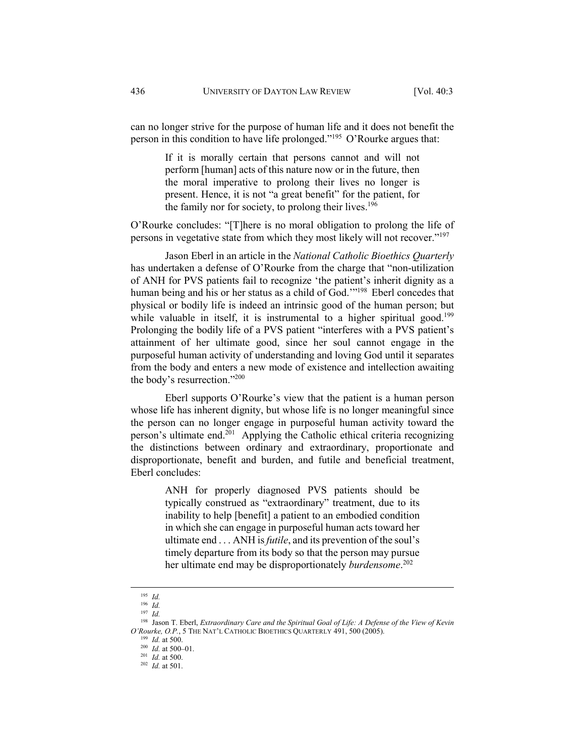can no longer strive for the purpose of human life and it does not benefit the person in this condition to have life prolonged."[195] O'Rourke argues that:

> If it is morally certain that persons cannot and will not perform [human] acts of this nature now or in the future, then the moral imperative to prolong their lives no longer is present. Hence, it is not "a great benefit" for the patient, for the family nor for society, to prolong their lives.[196]

O'Rourke concludes: "[T]here is no moral obligation to prolong the life of persons in vegetative state from which they most likely will not recover."[197]

Jason Eberl in an article in the *National Catholic Bioethics Quarterly* has undertaken a defense of O'Rourke from the charge that "non-utilization of ANH for PVS patients fail to recognize 'the patient's inherit dignity as a human being and his or her status as a child of God.'"[198] Eberl concedes that physical or bodily life is indeed an intrinsic good of the human person; but while valuable in itself, it is instrumental to a higher spiritual good.[199] Prolonging the bodily life of a PVS patient "interferes with a PVS patient's attainment of her ultimate good, since her soul cannot engage in the purposeful human activity of understanding and loving God until it separates from the body and enters a new mode of existence and intellection awaiting the body's resurrection."[200]

Eberl supports O'Rourke's view that the patient is a human person whose life has inherent dignity, but whose life is no longer meaningful since the person can no longer engage in purposeful human activity toward the person's ultimate end.[201] Applying the Catholic ethical criteria recognizing the distinctions between ordinary and extraordinary, proportionate and disproportionate, benefit and burden, and futile and beneficial treatment, Eberl concludes:

> ANH for properly diagnosed PVS patients should be typically construed as "extraordinary" treatment, due to its inability to help [benefit] a patient to an embodied condition in which she can engage in purposeful human acts toward her ultimate end . . . ANH is *futile*, and its prevention of the soul's timely departure from its body so that the person may pursue her ultimate end may be disproportionately *burdensome*.[202]

---

[195] *Id.*

[196] *Id.*

[197] *Id.*

[198] Jason T. Eberl, *Extraordinary Care and the Spiritual Goal of Life: A Defense of the View of Kevin O'Rourke, O.P.*, 5 THE NAT'L CATHOLIC BIOETHICS QUARTERLY 491, 500 (2005).

[199] *Id.* at 500.

[200] *Id.* at 500–01.

[201] *Id.* at 500.

[202] *Id.* at 501.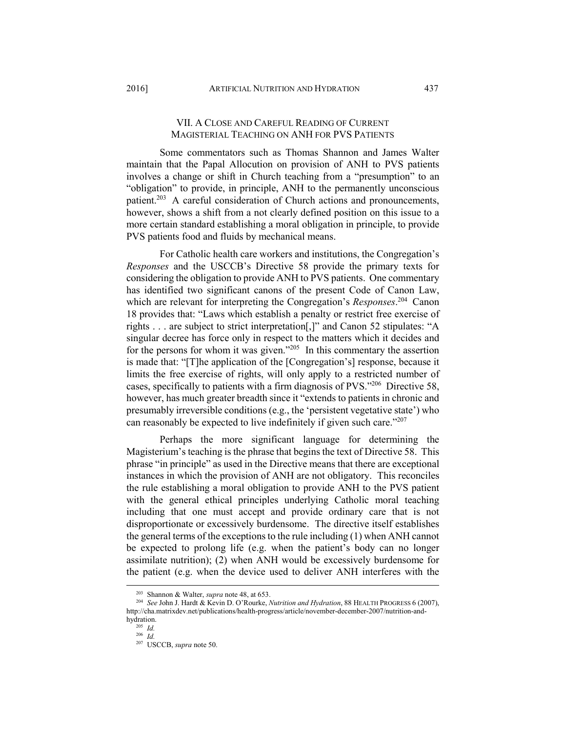## VII. A CLOSE AND CAREFUL READING OF CURRENT MAGISTERIAL TEACHING ON ANH FOR PVS PATIENTS

Some commentators such as Thomas Shannon and James Walter maintain that the Papal Allocution on provision of ANH to PVS patients involves a change or shift in Church teaching from a "presumption" to an "obligation" to provide, in principle, ANH to the permanently unconscious patient.[203] A careful consideration of Church actions and pronouncements, however, shows a shift from a not clearly defined position on this issue to a more certain standard establishing a moral obligation in principle, to provide PVS patients food and fluids by mechanical means.

For Catholic health care workers and institutions, the Congregation's *Responses* and the USCCB's Directive 58 provide the primary texts for considering the obligation to provide ANH to PVS patients. One commentary has identified two significant canons of the present Code of Canon Law, which are relevant for interpreting the Congregation's *Responses*.[204] Canon 18 provides that: "Laws which establish a penalty or restrict free exercise of rights . . . are subject to strict interpretation[,]" and Canon 52 stipulates: "A singular decree has force only in respect to the matters which it decides and for the persons for whom it was given."[205] In this commentary the assertion is made that: "[T]he application of the [Congregation's] response, because it limits the free exercise of rights, will only apply to a restricted number of cases, specifically to patients with a firm diagnosis of PVS."[206] Directive 58, however, has much greater breadth since it "extends to patients in chronic and presumably irreversible conditions (e.g., the 'persistent vegetative state') who can reasonably be expected to live indefinitely if given such care."[207]

Perhaps the more significant language for determining the Magisterium's teaching is the phrase that begins the text of Directive 58. This phrase "in principle" as used in the Directive means that there are exceptional instances in which the provision of ANH are not obligatory. This reconciles the rule establishing a moral obligation to provide ANH to the PVS patient with the general ethical principles underlying Catholic moral teaching including that one must accept and provide ordinary care that is not disproportionate or excessively burdensome. The directive itself establishes the general terms of the exceptions to the rule including (1) when ANH cannot be expected to prolong life (e.g. when the patient's body can no longer assimilate nutrition); (2) when ANH would be excessively burdensome for the patient (e.g. when the device used to deliver ANH interferes with the

---

[203] Shannon & Walter, *supra* note 48, at 653.

[204] *See* John J. Hardt & Kevin D. O'Rourke, *Nutrition and Hydration*, 88 HEALTH PROGRESS 6 (2007), http://cha.matrixdev.net/publications/health-progress/article/november-december-2007/nutrition-and-hydration.

[205] *Id.*

[206] *Id.*

[207] USCCB, *supra* note 50.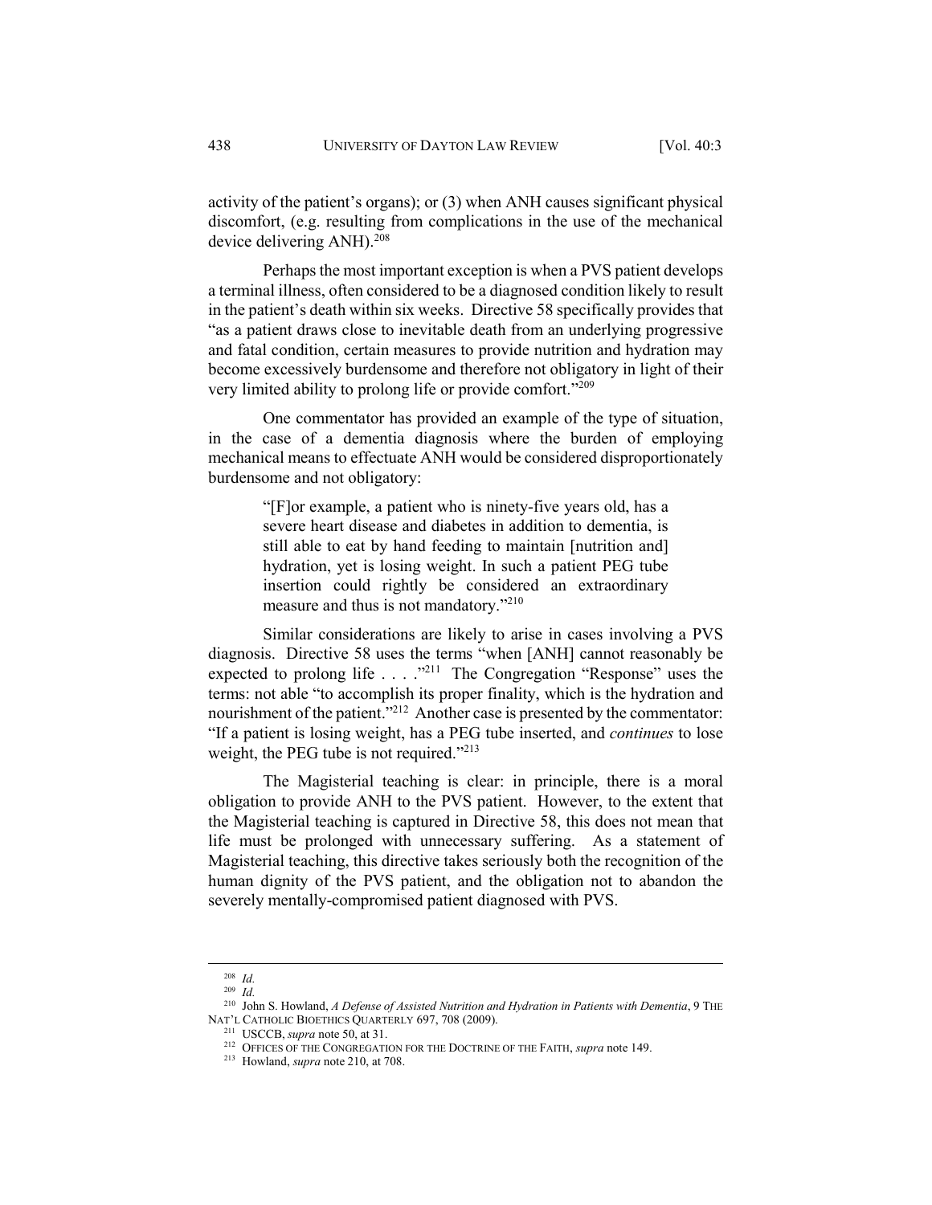activity of the patient's organs); or (3) when ANH causes significant physical discomfort, (e.g. resulting from complications in the use of the mechanical device delivering ANH).[208]

Perhaps the most important exception is when a PVS patient develops a terminal illness, often considered to be a diagnosed condition likely to result in the patient's death within six weeks. Directive 58 specifically provides that "as a patient draws close to inevitable death from an underlying progressive and fatal condition, certain measures to provide nutrition and hydration may become excessively burdensome and therefore not obligatory in light of their very limited ability to prolong life or provide comfort."[209]

One commentator has provided an example of the type of situation, in the case of a dementia diagnosis where the burden of employing mechanical means to effectuate ANH would be considered disproportionately burdensome and not obligatory:

> "[F]or example, a patient who is ninety-five years old, has a severe heart disease and diabetes in addition to dementia, is still able to eat by hand feeding to maintain [nutrition and] hydration, yet is losing weight. In such a patient PEG tube insertion could rightly be considered an extraordinary measure and thus is not mandatory."[210]

Similar considerations are likely to arise in cases involving a PVS diagnosis. Directive 58 uses the terms "when [ANH] cannot reasonably be expected to prolong life . . . ."[211] The Congregation "Response" uses the terms: not able "to accomplish its proper finality, which is the hydration and nourishment of the patient."[212] Another case is presented by the commentator: "If a patient is losing weight, has a PEG tube inserted, and *continues* to lose weight, the PEG tube is not required."[213]

The Magisterial teaching is clear: in principle, there is a moral obligation to provide ANH to the PVS patient. However, to the extent that the Magisterial teaching is captured in Directive 58, this does not mean that life must be prolonged with unnecessary suffering. As a statement of Magisterial teaching, this directive takes seriously both the recognition of the human dignity of the PVS patient, and the obligation not to abandon the severely mentally-compromised patient diagnosed with PVS.

---

[208] *Id.*

[209] *Id.*

[210] John S. Howland, *A Defense of Assisted Nutrition and Hydration in Patients with Dementia*, 9 THE NAT'L CATHOLIC BIOETHICS QUARTERLY 697, 708 (2009).

[211] USCCB, *supra* note 50, at 31.

[212] OFFICES OF THE CONGREGATION FOR THE DOCTRINE OF THE FAITH, *supra* note 149.

[213] Howland, *supra* note 210, at 708.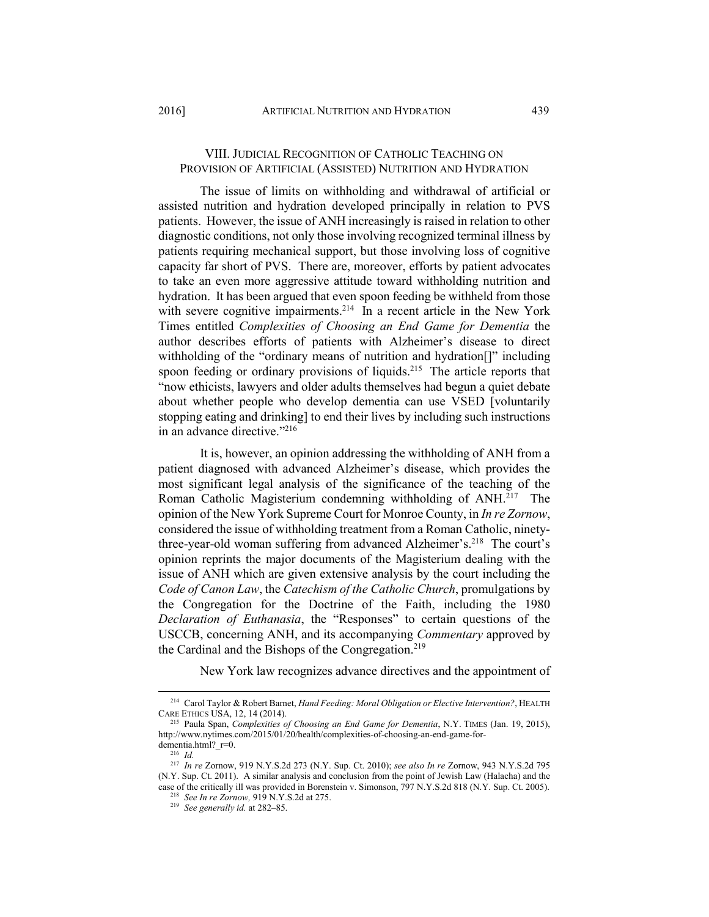## VIII. JUDICIAL RECOGNITION OF CATHOLIC TEACHING ON PROVISION OF ARTIFICIAL (ASSISTED) NUTRITION AND HYDRATION

The issue of limits on withholding and withdrawal of artificial or assisted nutrition and hydration developed principally in relation to PVS patients. However, the issue of ANH increasingly is raised in relation to other diagnostic conditions, not only those involving recognized terminal illness by patients requiring mechanical support, but those involving loss of cognitive capacity far short of PVS. There are, moreover, efforts by patient advocates to take an even more aggressive attitude toward withholding nutrition and hydration. It has been argued that even spoon feeding be withheld from those with severe cognitive impairments.[214] In a recent article in the New York Times entitled *Complexities of Choosing an End Game for Dementia* the author describes efforts of patients with Alzheimer's disease to direct withholding of the "ordinary means of nutrition and hydration[]" including spoon feeding or ordinary provisions of liquids.[215] The article reports that "now ethicists, lawyers and older adults themselves had begun a quiet debate about whether people who develop dementia can use VSED [voluntarily stopping eating and drinking] to end their lives by including such instructions in an advance directive."[216]

It is, however, an opinion addressing the withholding of ANH from a patient diagnosed with advanced Alzheimer's disease, which provides the most significant legal analysis of the significance of the teaching of the Roman Catholic Magisterium condemning withholding of ANH.[217] The opinion of the New York Supreme Court for Monroe County, in *In re Zornow*, considered the issue of withholding treatment from a Roman Catholic, ninety-three-year-old woman suffering from advanced Alzheimer's.[218] The court's opinion reprints the major documents of the Magisterium dealing with the issue of ANH which are given extensive analysis by the court including the *Code of Canon Law*, the *Catechism of the Catholic Church*, promulgations by the Congregation for the Doctrine of the Faith, including the 1980 *Declaration of Euthanasia*, the "Responses" to certain questions of the USCCB, concerning ANH, and its accompanying *Commentary* approved by the Cardinal and the Bishops of the Congregation.[219]

New York law recognizes advance directives and the appointment of

---

[214] Carol Taylor & Robert Barnet, *Hand Feeding: Moral Obligation or Elective Intervention?*, HEALTH CARE ETHICS USA, 12, 14 (2014).

[215] Paula Span, *Complexities of Choosing an End Game for Dementia*, N.Y. TIMES (Jan. 19, 2015), http://www.nytimes.com/2015/01/20/health/complexities-of-choosing-an-end-game-for-dementia.html?_r=0.

[216] *Id.*

[217] *In re* Zornow, 919 N.Y.S.2d 273 (N.Y. Sup. Ct. 2010); *see also In re* Zornow, 943 N.Y.S.2d 795 (N.Y. Sup. Ct. 2011). A similar analysis and conclusion from the point of Jewish Law (Halacha) and the case of the critically ill was provided in Borenstein v. Simonson, 797 N.Y.S.2d 818 (N.Y. Sup. Ct. 2005).

[218] *See In re Zornow,* 919 N.Y.S.2d at 275.

[219] *See generally id.* at 282–85.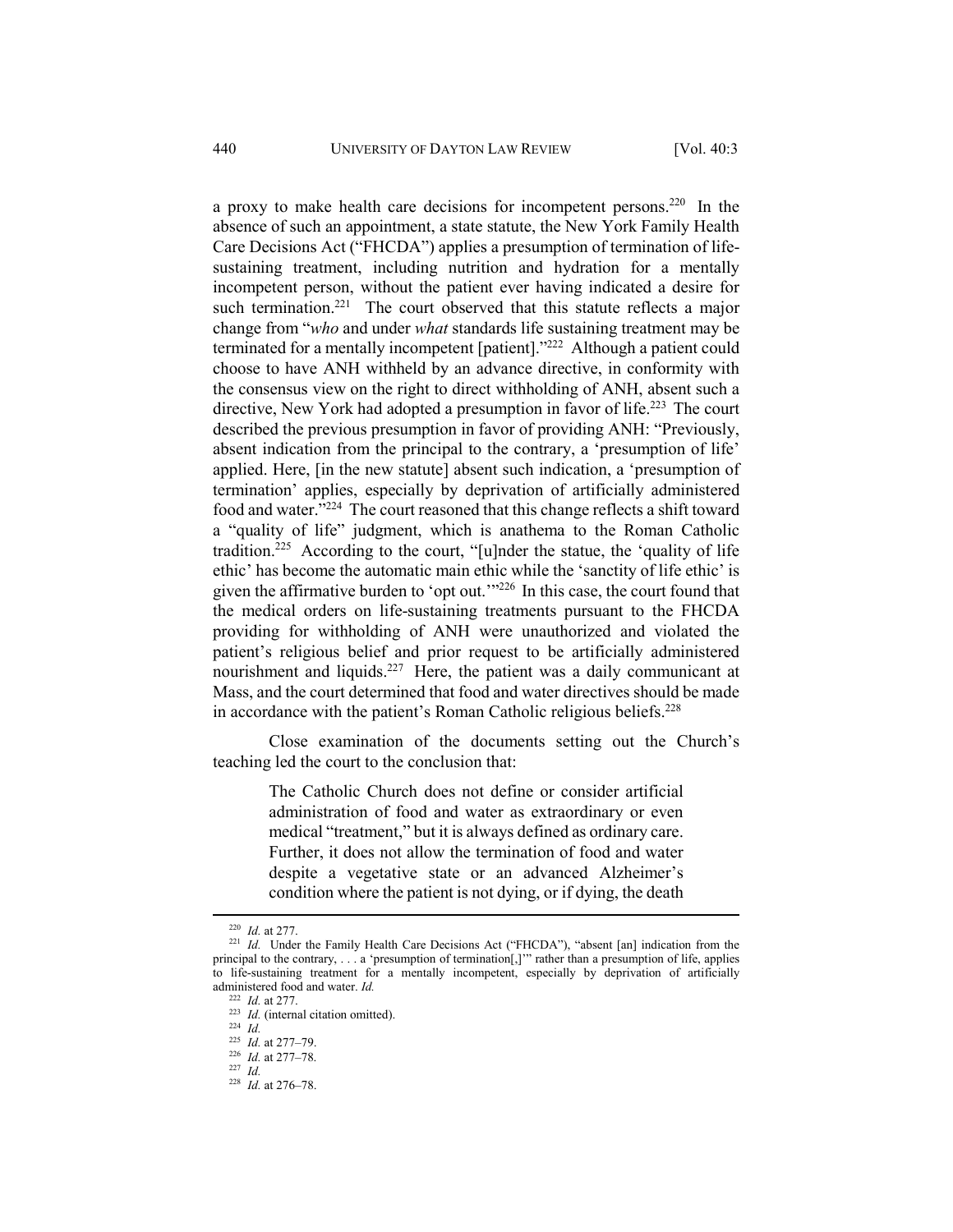a proxy to make health care decisions for incompetent persons.[220] In the absence of such an appointment, a state statute, the New York Family Health Care Decisions Act ("FHCDA") applies a presumption of termination of life-sustaining treatment, including nutrition and hydration for a mentally incompetent person, without the patient ever having indicated a desire for such termination.[221] The court observed that this statute reflects a major change from "*who* and under *what* standards life sustaining treatment may be terminated for a mentally incompetent [patient]."[222] Although a patient could choose to have ANH withheld by an advance directive, in conformity with the consensus view on the right to direct withholding of ANH, absent such a directive, New York had adopted a presumption in favor of life.[223] The court described the previous presumption in favor of providing ANH: "Previously, absent indication from the principal to the contrary, a 'presumption of life' applied. Here, [in the new statute] absent such indication, a 'presumption of termination' applies, especially by deprivation of artificially administered food and water."[224] The court reasoned that this change reflects a shift toward a "quality of life" judgment, which is anathema to the Roman Catholic tradition.[225] According to the court, "[u]nder the statue, the 'quality of life ethic' has become the automatic main ethic while the 'sanctity of life ethic' is given the affirmative burden to 'opt out.'"[226] In this case, the court found that the medical orders on life-sustaining treatments pursuant to the FHCDA providing for withholding of ANH were unauthorized and violated the patient's religious belief and prior request to be artificially administered nourishment and liquids.[227] Here, the patient was a daily communicant at Mass, and the court determined that food and water directives should be made in accordance with the patient's Roman Catholic religious beliefs.[228]

Close examination of the documents setting out the Church's teaching led the court to the conclusion that:

> The Catholic Church does not define or consider artificial administration of food and water as extraordinary or even medical "treatment," but it is always defined as ordinary care. Further, it does not allow the termination of food and water despite a vegetative state or an advanced Alzheimer's condition where the patient is not dying, or if dying, the death

---

[220] *Id.* at 277.

[221] *Id.* Under the Family Health Care Decisions Act ("FHCDA"), "absent [an] indication from the principal to the contrary, . . . a 'presumption of termination[,]'" rather than a presumption of life, applies to life-sustaining treatment for a mentally incompetent, especially by deprivation of artificially administered food and water. *Id.*

[222] *Id.* at 277.

[223] *Id.* (internal citation omitted).

[224] *Id.*

[225] *Id.* at 277–79.

[226] *Id.* at 277–78.

[227] *Id.*

[228] *Id.* at 276–78.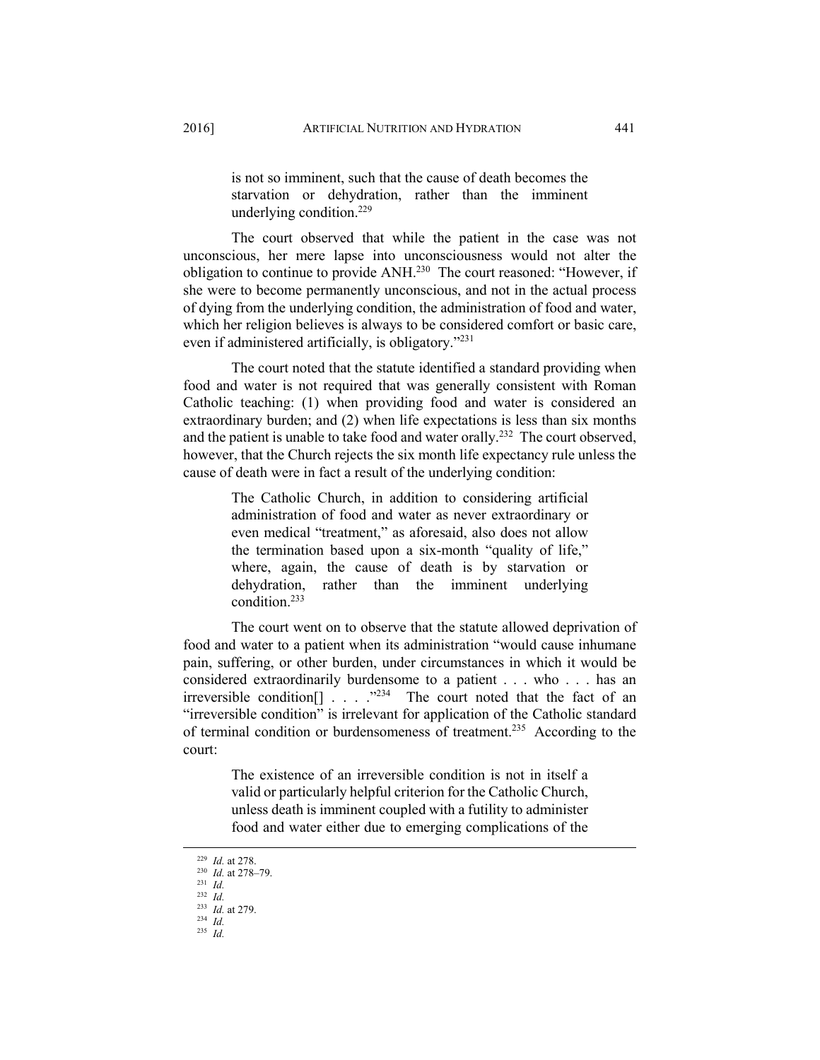> is not so imminent, such that the cause of death becomes the starvation or dehydration, rather than the imminent underlying condition.[229]

The court observed that while the patient in the case was not unconscious, her mere lapse into unconsciousness would not alter the obligation to continue to provide ANH.[230] The court reasoned: "However, if she were to become permanently unconscious, and not in the actual process of dying from the underlying condition, the administration of food and water, which her religion believes is always to be considered comfort or basic care, even if administered artificially, is obligatory."[231]

The court noted that the statute identified a standard providing when food and water is not required that was generally consistent with Roman Catholic teaching: (1) when providing food and water is considered an extraordinary burden; and (2) when life expectations is less than six months and the patient is unable to take food and water orally.[232] The court observed, however, that the Church rejects the six month life expectancy rule unless the cause of death were in fact a result of the underlying condition:

> The Catholic Church, in addition to considering artificial administration of food and water as never extraordinary or even medical "treatment," as aforesaid, also does not allow the termination based upon a six-month "quality of life," where, again, the cause of death is by starvation or dehydration, rather than the imminent underlying condition.[233]

The court went on to observe that the statute allowed deprivation of food and water to a patient when its administration "would cause inhumane pain, suffering, or other burden, under circumstances in which it would be considered extraordinarily burdensome to a patient . . . who . . . has an irreversible condition[] . . . ."[234] The court noted that the fact of an "irreversible condition" is irrelevant for application of the Catholic standard of terminal condition or burdensomeness of treatment.[235] According to the court:

> The existence of an irreversible condition is not in itself a valid or particularly helpful criterion for the Catholic Church, unless death is imminent coupled with a futility to administer food and water either due to emerging complications of the

---

[229] *Id.* at 278.
[230] *Id.* at 278–79.
[231] *Id.*
[232] *Id.*
[233] *Id.* at 279.
[234] *Id.*
[235] *Id.*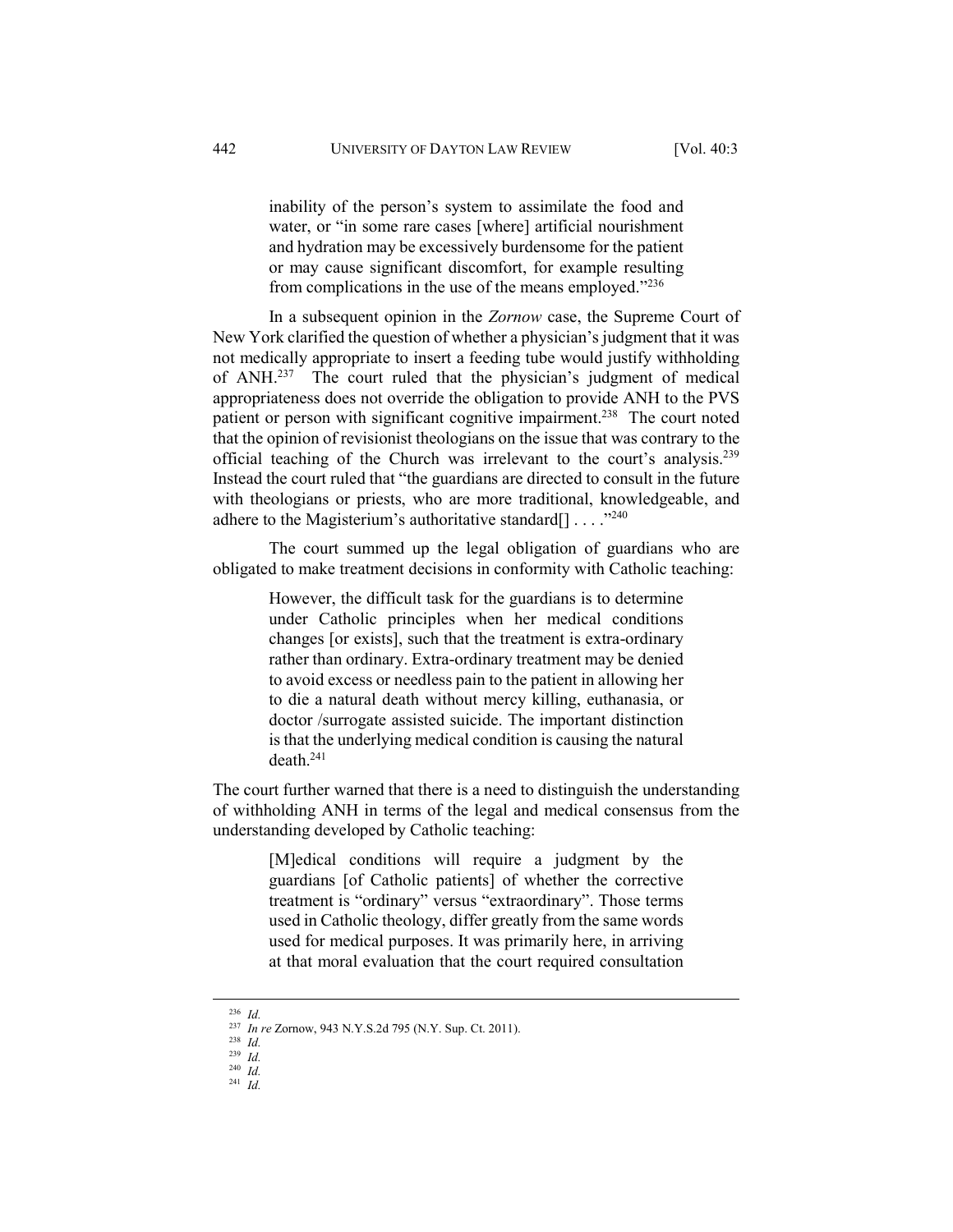> inability of the person's system to assimilate the food and water, or "in some rare cases [where] artificial nourishment and hydration may be excessively burdensome for the patient or may cause significant discomfort, for example resulting from complications in the use of the means employed."[236]

In a subsequent opinion in the *Zornow* case, the Supreme Court of New York clarified the question of whether a physician's judgment that it was not medically appropriate to insert a feeding tube would justify withholding of ANH.[237] The court ruled that the physician's judgment of medical appropriateness does not override the obligation to provide ANH to the PVS patient or person with significant cognitive impairment.[238] The court noted that the opinion of revisionist theologians on the issue that was contrary to the official teaching of the Church was irrelevant to the court's analysis.[239] Instead the court ruled that "the guardians are directed to consult in the future with theologians or priests, who are more traditional, knowledgeable, and adhere to the Magisterium's authoritative standard[] . . . ."[240]

The court summed up the legal obligation of guardians who are obligated to make treatment decisions in conformity with Catholic teaching:

> However, the difficult task for the guardians is to determine under Catholic principles when her medical conditions changes [or exists], such that the treatment is extra-ordinary rather than ordinary. Extra-ordinary treatment may be denied to avoid excess or needless pain to the patient in allowing her to die a natural death without mercy killing, euthanasia, or doctor /surrogate assisted suicide. The important distinction is that the underlying medical condition is causing the natural death.[241]

The court further warned that there is a need to distinguish the understanding of withholding ANH in terms of the legal and medical consensus from the understanding developed by Catholic teaching:

> [M]edical conditions will require a judgment by the guardians [of Catholic patients] of whether the corrective treatment is "ordinary" versus "extraordinary". Those terms used in Catholic theology, differ greatly from the same words used for medical purposes. It was primarily here, in arriving at that moral evaluation that the court required consultation

---

[236] *Id.*

[237] *In re* Zornow, 943 N.Y.S.2d 795 (N.Y. Sup. Ct. 2011).

[238] *Id.*

[239] *Id.*

[240] *Id.*

[241] *Id.*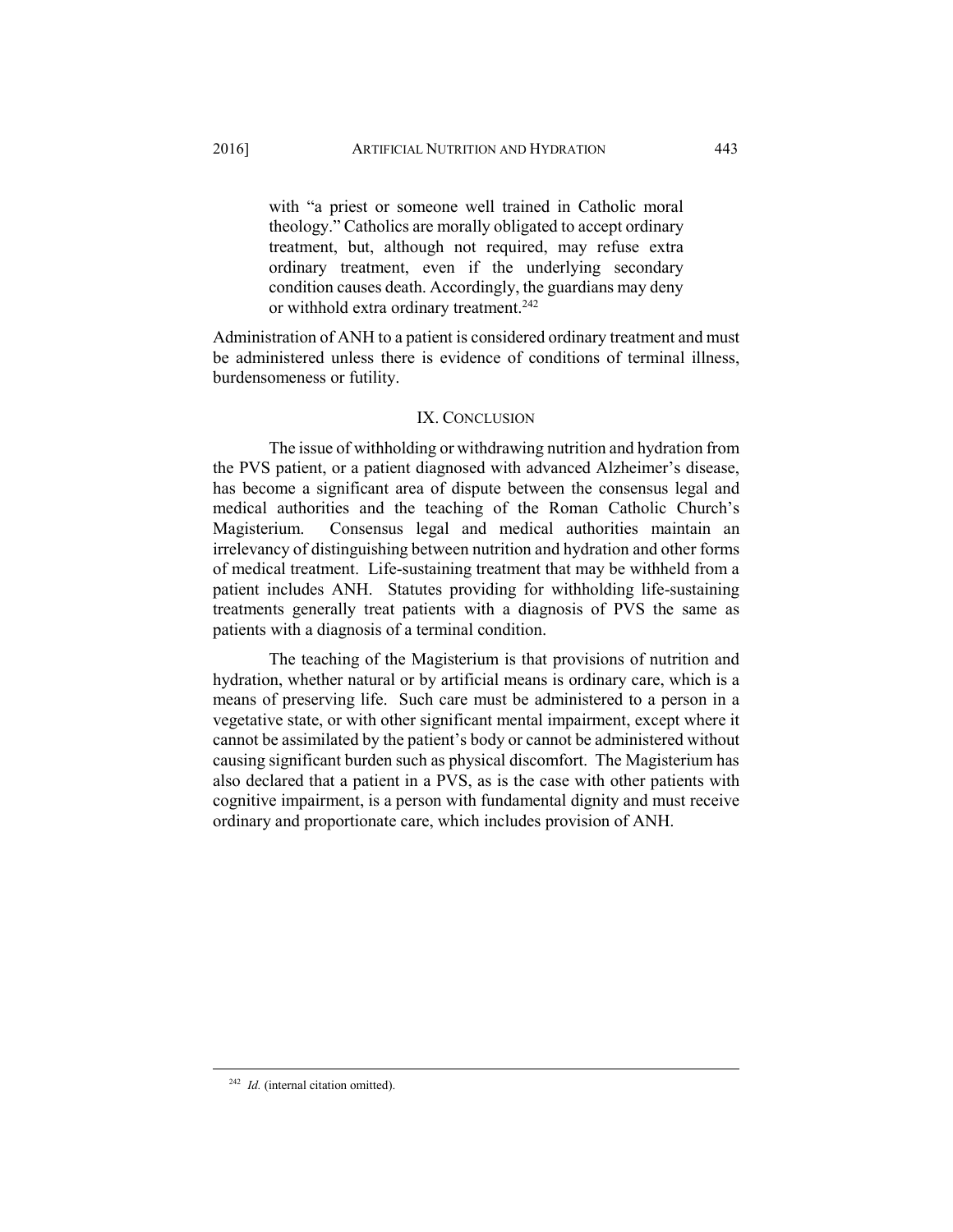> with "a priest or someone well trained in Catholic moral theology." Catholics are morally obligated to accept ordinary treatment, but, although not required, may refuse extra ordinary treatment, even if the underlying secondary condition causes death. Accordingly, the guardians may deny or withhold extra ordinary treatment.[242]

Administration of ANH to a patient is considered ordinary treatment and must be administered unless there is evidence of conditions of terminal illness, burdensomeness or futility.

## IX. Conclusion

The issue of withholding or withdrawing nutrition and hydration from the PVS patient, or a patient diagnosed with advanced Alzheimer's disease, has become a significant area of dispute between the consensus legal and medical authorities and the teaching of the Roman Catholic Church's Magisterium. Consensus legal and medical authorities maintain an irrelevancy of distinguishing between nutrition and hydration and other forms of medical treatment. Life-sustaining treatment that may be withheld from a patient includes ANH. Statutes providing for withholding life-sustaining treatments generally treat patients with a diagnosis of PVS the same as patients with a diagnosis of a terminal condition.

The teaching of the Magisterium is that provisions of nutrition and hydration, whether natural or by artificial means is ordinary care, which is a means of preserving life. Such care must be administered to a person in a vegetative state, or with other significant mental impairment, except where it cannot be assimilated by the patient's body or cannot be administered without causing significant burden such as physical discomfort. The Magisterium has also declared that a patient in a PVS, as is the case with other patients with cognitive impairment, is a person with fundamental dignity and must receive ordinary and proportionate care, which includes provision of ANH.

---

[242] *Id.* (internal citation omitted).